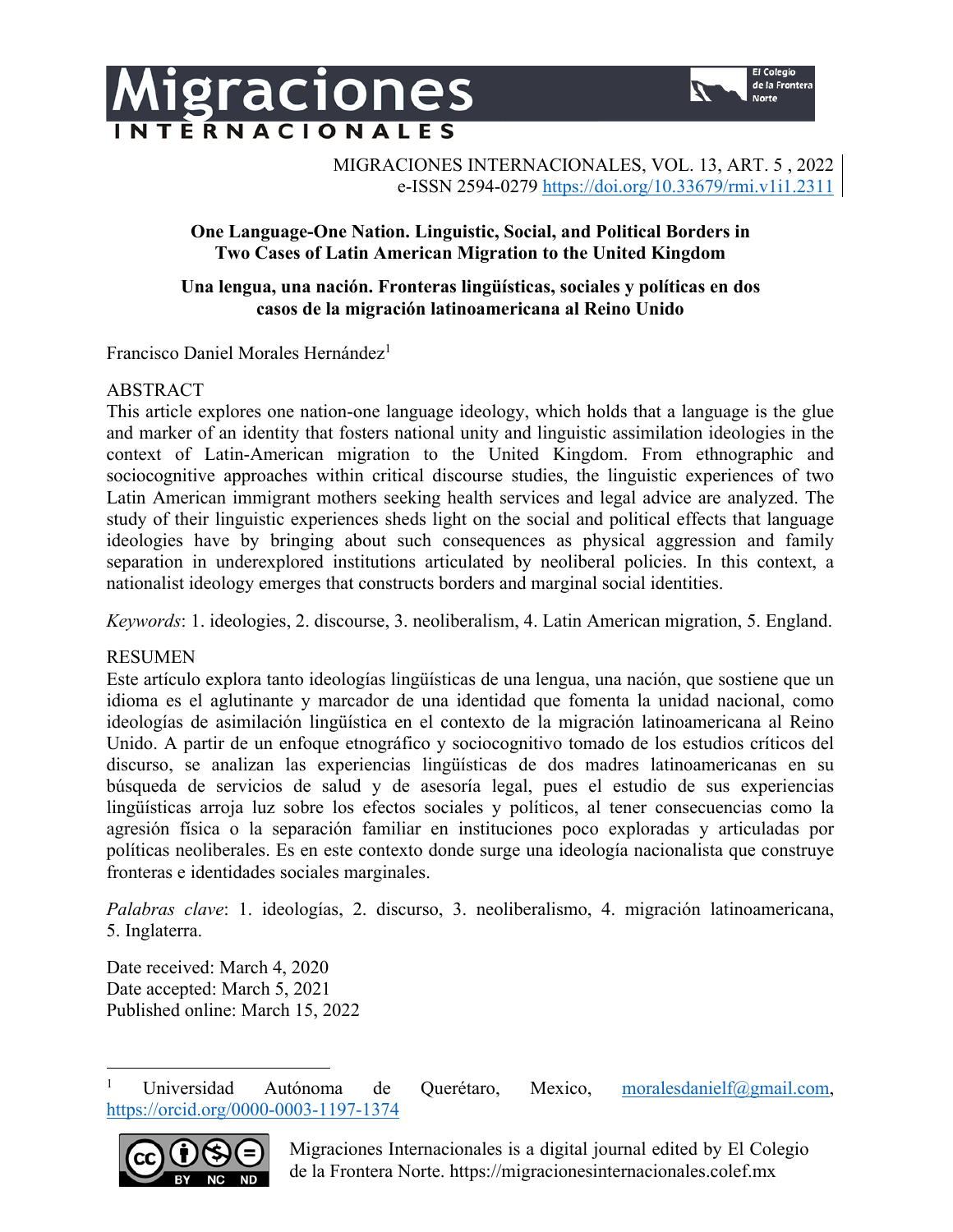MIGRACIONES INTERNACIONALES, VOL. 13, ART. 5 , 2022
e-ISSN 2594-0279 https://doi.org/10.33679/rmi.v1i1.2311

**One Language-One Nation. Linguistic, Social, and Political Borders in Two Cases of Latin American Migration to the United Kingdom**

**Una lengua, una nación. Fronteras lingüísticas, sociales y políticas en dos casos de la migración latinoamericana al Reino Unido**

Francisco Daniel Morales Hernández[1]

ABSTRACT

This article explores one nation-one language ideology, which holds that a language is the glue and marker of an identity that fosters national unity and linguistic assimilation ideologies in the context of Latin-American migration to the United Kingdom. From ethnographic and sociocognitive approaches within critical discourse studies, the linguistic experiences of two Latin American immigrant mothers seeking health services and legal advice are analyzed. The study of their linguistic experiences sheds light on the social and political effects that language ideologies have by bringing about such consequences as physical aggression and family separation in underexplored institutions articulated by neoliberal policies. In this context, a nationalist ideology emerges that constructs borders and marginal social identities.

*Keywords*: 1. ideologies, 2. discourse, 3. neoliberalism, 4. Latin American migration, 5. England.

RESUMEN

Este artículo explora tanto ideologías lingüísticas de una lengua, una nación, que sostiene que un idioma es el aglutinante y marcador de una identidad que fomenta la unidad nacional, como ideologías de asimilación lingüística en el contexto de la migración latinoamericana al Reino Unido. A partir de un enfoque etnográfico y sociocognitivo tomado de los estudios críticos del discurso, se analizan las experiencias lingüísticas de dos madres latinoamericanas en su búsqueda de servicios de salud y de asesoría legal, pues el estudio de sus experiencias lingüísticas arroja luz sobre los efectos sociales y políticos, al tener consecuencias como la agresión física o la separación familiar en instituciones poco exploradas y articuladas por políticas neoliberales. Es en este contexto donde surge una ideología nacionalista que construye fronteras e identidades sociales marginales.

*Palabras clave*: 1. ideologías, 2. discurso, 3. neoliberalismo, 4. migración latinoamericana, 5. Inglaterra.

Date received: March 4, 2020
Date accepted: March 5, 2021
Published online: March 15, 2022

[1] Universidad Autónoma de Querétaro, Mexico, moralesdanielf@gmail.com, https://orcid.org/0000-0003-1197-1374

Migraciones Internacionales is a digital journal edited by El Colegio de la Frontera Norte. https://migracionesinternacionales.colef.mx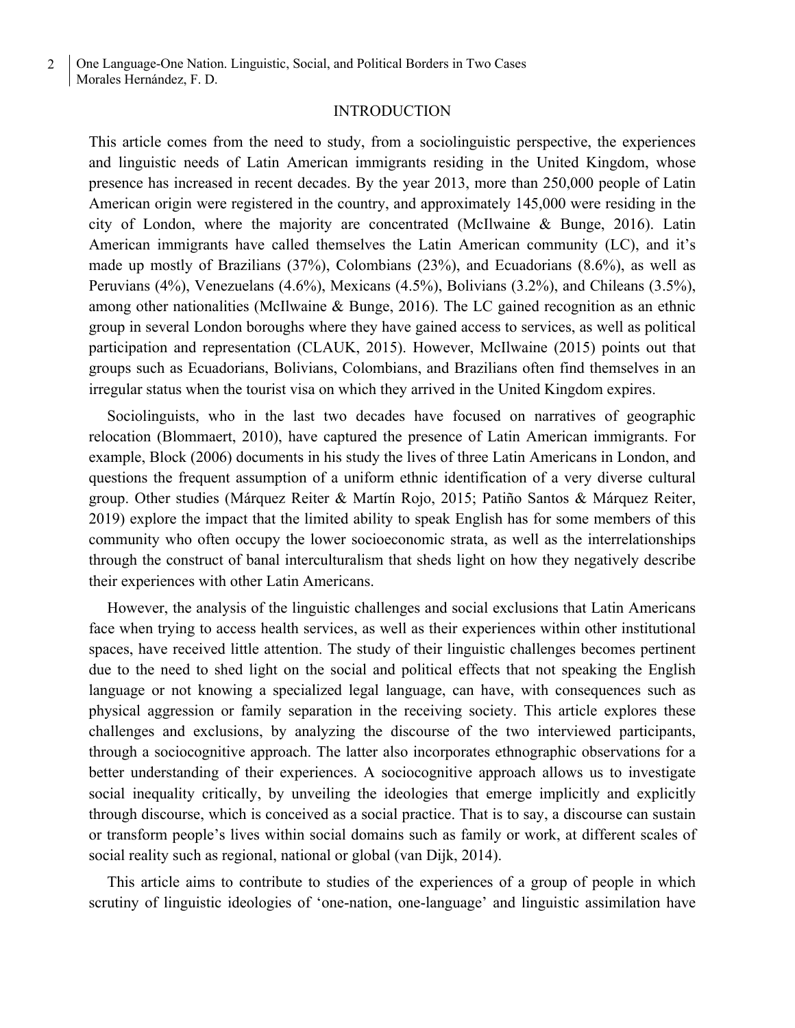## INTRODUCTION

This article comes from the need to study, from a sociolinguistic perspective, the experiences and linguistic needs of Latin American immigrants residing in the United Kingdom, whose presence has increased in recent decades. By the year 2013, more than 250,000 people of Latin American origin were registered in the country, and approximately 145,000 were residing in the city of London, where the majority are concentrated (McIlwaine & Bunge, 2016). Latin American immigrants have called themselves the Latin American community (LC), and it's made up mostly of Brazilians (37%), Colombians (23%), and Ecuadorians (8.6%), as well as Peruvians (4%), Venezuelans (4.6%), Mexicans (4.5%), Bolivians (3.2%), and Chileans (3.5%), among other nationalities (McIlwaine & Bunge, 2016). The LC gained recognition as an ethnic group in several London boroughs where they have gained access to services, as well as political participation and representation (CLAUK, 2015). However, McIlwaine (2015) points out that groups such as Ecuadorians, Bolivians, Colombians, and Brazilians often find themselves in an irregular status when the tourist visa on which they arrived in the United Kingdom expires.

Sociolinguists, who in the last two decades have focused on narratives of geographic relocation (Blommaert, 2010), have captured the presence of Latin American immigrants. For example, Block (2006) documents in his study the lives of three Latin Americans in London, and questions the frequent assumption of a uniform ethnic identification of a very diverse cultural group. Other studies (Márquez Reiter & Martín Rojo, 2015; Patiño Santos & Márquez Reiter, 2019) explore the impact that the limited ability to speak English has for some members of this community who often occupy the lower socioeconomic strata, as well as the interrelationships through the construct of banal interculturalism that sheds light on how they negatively describe their experiences with other Latin Americans.

However, the analysis of the linguistic challenges and social exclusions that Latin Americans face when trying to access health services, as well as their experiences within other institutional spaces, have received little attention. The study of their linguistic challenges becomes pertinent due to the need to shed light on the social and political effects that not speaking the English language or not knowing a specialized legal language, can have, with consequences such as physical aggression or family separation in the receiving society. This article explores these challenges and exclusions, by analyzing the discourse of the two interviewed participants, through a sociocognitive approach. The latter also incorporates ethnographic observations for a better understanding of their experiences. A sociocognitive approach allows us to investigate social inequality critically, by unveiling the ideologies that emerge implicitly and explicitly through discourse, which is conceived as a social practice. That is to say, a discourse can sustain or transform people's lives within social domains such as family or work, at different scales of social reality such as regional, national or global (van Dijk, 2014).

This article aims to contribute to studies of the experiences of a group of people in which scrutiny of linguistic ideologies of 'one-nation, one-language' and linguistic assimilation have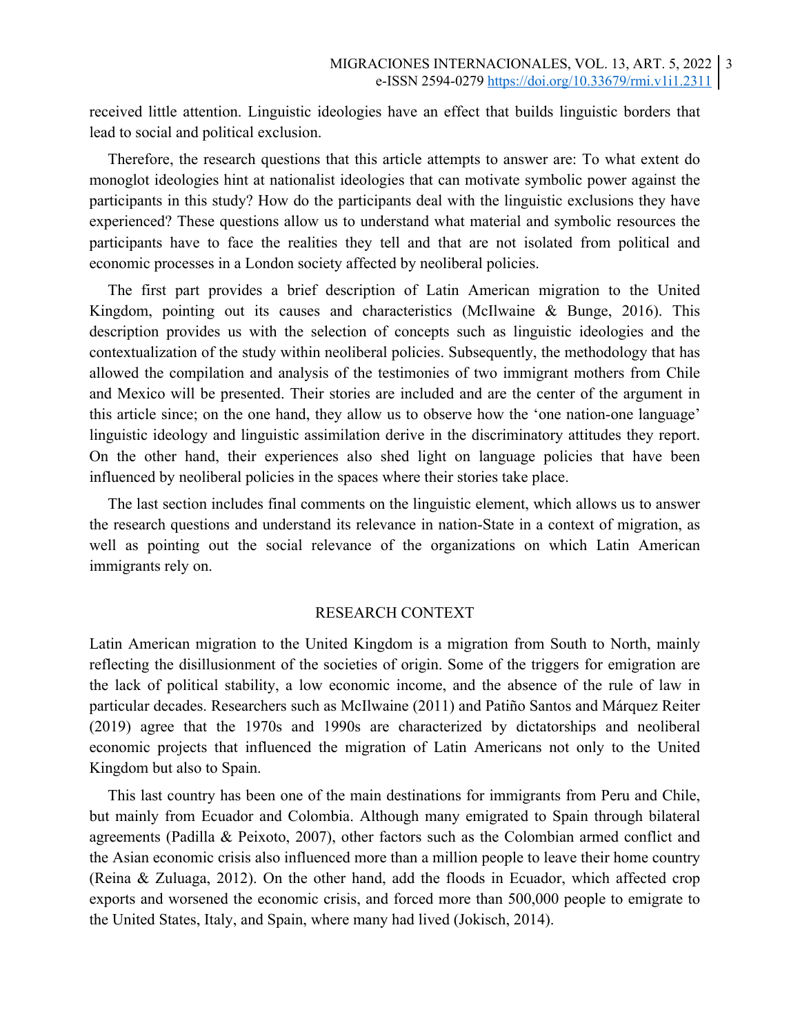received little attention. Linguistic ideologies have an effect that builds linguistic borders that lead to social and political exclusion.

Therefore, the research questions that this article attempts to answer are: To what extent do monoglot ideologies hint at nationalist ideologies that can motivate symbolic power against the participants in this study? How do the participants deal with the linguistic exclusions they have experienced? These questions allow us to understand what material and symbolic resources the participants have to face the realities they tell and that are not isolated from political and economic processes in a London society affected by neoliberal policies.

The first part provides a brief description of Latin American migration to the United Kingdom, pointing out its causes and characteristics (McIlwaine & Bunge, 2016). This description provides us with the selection of concepts such as linguistic ideologies and the contextualization of the study within neoliberal policies. Subsequently, the methodology that has allowed the compilation and analysis of the testimonies of two immigrant mothers from Chile and Mexico will be presented. Their stories are included and are the center of the argument in this article since; on the one hand, they allow us to observe how the 'one nation-one language' linguistic ideology and linguistic assimilation derive in the discriminatory attitudes they report. On the other hand, their experiences also shed light on language policies that have been influenced by neoliberal policies in the spaces where their stories take place.

The last section includes final comments on the linguistic element, which allows us to answer the research questions and understand its relevance in nation-State in a context of migration, as well as pointing out the social relevance of the organizations on which Latin American immigrants rely on.

## RESEARCH CONTEXT

Latin American migration to the United Kingdom is a migration from South to North, mainly reflecting the disillusionment of the societies of origin. Some of the triggers for emigration are the lack of political stability, a low economic income, and the absence of the rule of law in particular decades. Researchers such as McIlwaine (2011) and Patiño Santos and Márquez Reiter (2019) agree that the 1970s and 1990s are characterized by dictatorships and neoliberal economic projects that influenced the migration of Latin Americans not only to the United Kingdom but also to Spain.

This last country has been one of the main destinations for immigrants from Peru and Chile, but mainly from Ecuador and Colombia. Although many emigrated to Spain through bilateral agreements (Padilla & Peixoto, 2007), other factors such as the Colombian armed conflict and the Asian economic crisis also influenced more than a million people to leave their home country (Reina & Zuluaga, 2012). On the other hand, add the floods in Ecuador, which affected crop exports and worsened the economic crisis, and forced more than 500,000 people to emigrate to the United States, Italy, and Spain, where many had lived (Jokisch, 2014).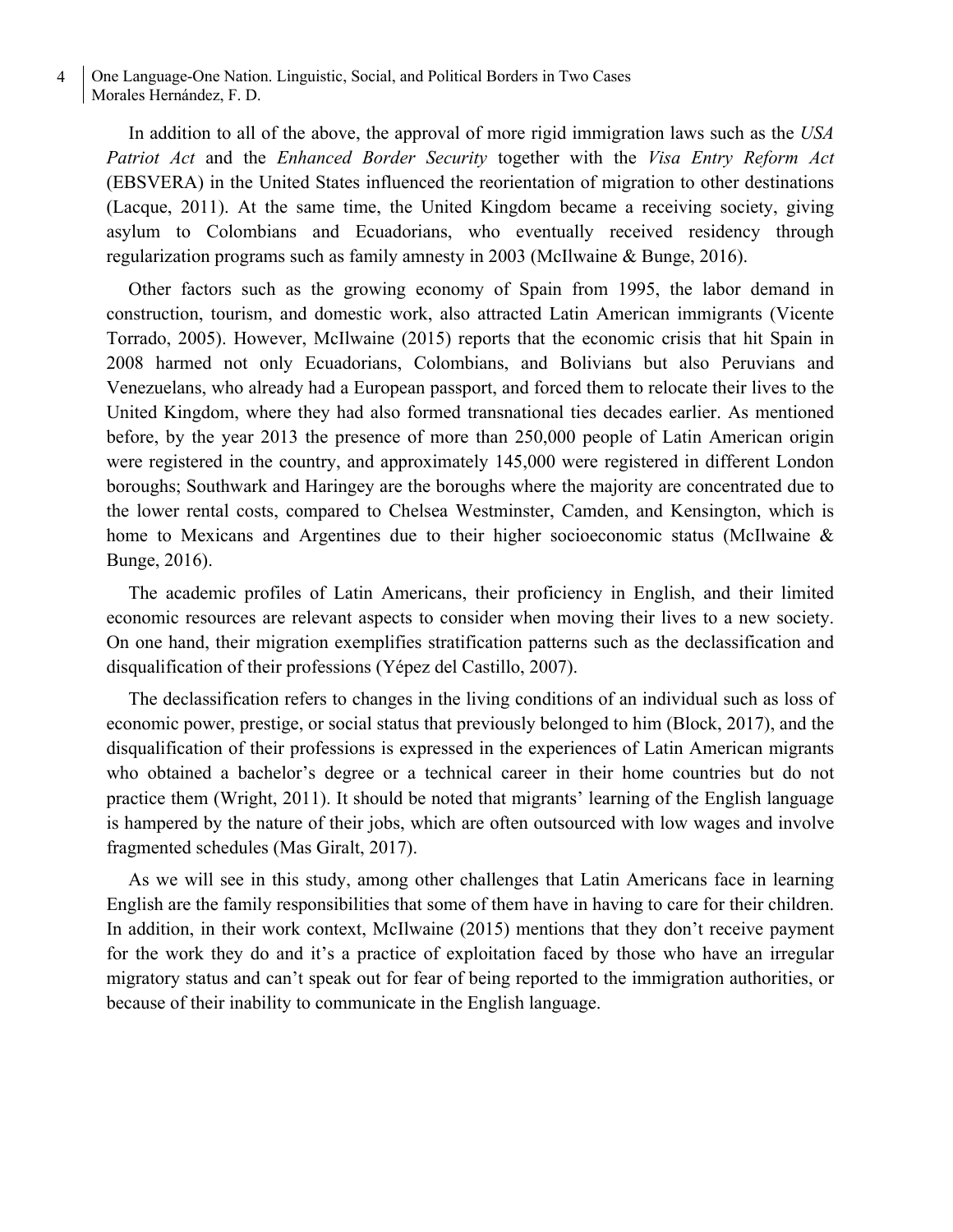In addition to all of the above, the approval of more rigid immigration laws such as the *USA Patriot Act* and the *Enhanced Border Security* together with the *Visa Entry Reform Act* (EBSVERA) in the United States influenced the reorientation of migration to other destinations (Lacque, 2011). At the same time, the United Kingdom became a receiving society, giving asylum to Colombians and Ecuadorians, who eventually received residency through regularization programs such as family amnesty in 2003 (McIlwaine & Bunge, 2016).

Other factors such as the growing economy of Spain from 1995, the labor demand in construction, tourism, and domestic work, also attracted Latin American immigrants (Vicente Torrado, 2005). However, McIlwaine (2015) reports that the economic crisis that hit Spain in 2008 harmed not only Ecuadorians, Colombians, and Bolivians but also Peruvians and Venezuelans, who already had a European passport, and forced them to relocate their lives to the United Kingdom, where they had also formed transnational ties decades earlier. As mentioned before, by the year 2013 the presence of more than 250,000 people of Latin American origin were registered in the country, and approximately 145,000 were registered in different London boroughs; Southwark and Haringey are the boroughs where the majority are concentrated due to the lower rental costs, compared to Chelsea Westminster, Camden, and Kensington, which is home to Mexicans and Argentines due to their higher socioeconomic status (McIlwaine & Bunge, 2016).

The academic profiles of Latin Americans, their proficiency in English, and their limited economic resources are relevant aspects to consider when moving their lives to a new society. On one hand, their migration exemplifies stratification patterns such as the declassification and disqualification of their professions (Yépez del Castillo, 2007).

The declassification refers to changes in the living conditions of an individual such as loss of economic power, prestige, or social status that previously belonged to him (Block, 2017), and the disqualification of their professions is expressed in the experiences of Latin American migrants who obtained a bachelor's degree or a technical career in their home countries but do not practice them (Wright, 2011). It should be noted that migrants' learning of the English language is hampered by the nature of their jobs, which are often outsourced with low wages and involve fragmented schedules (Mas Giralt, 2017).

As we will see in this study, among other challenges that Latin Americans face in learning English are the family responsibilities that some of them have in having to care for their children. In addition, in their work context, McIlwaine (2015) mentions that they don't receive payment for the work they do and it's a practice of exploitation faced by those who have an irregular migratory status and can't speak out for fear of being reported to the immigration authorities, or because of their inability to communicate in the English language.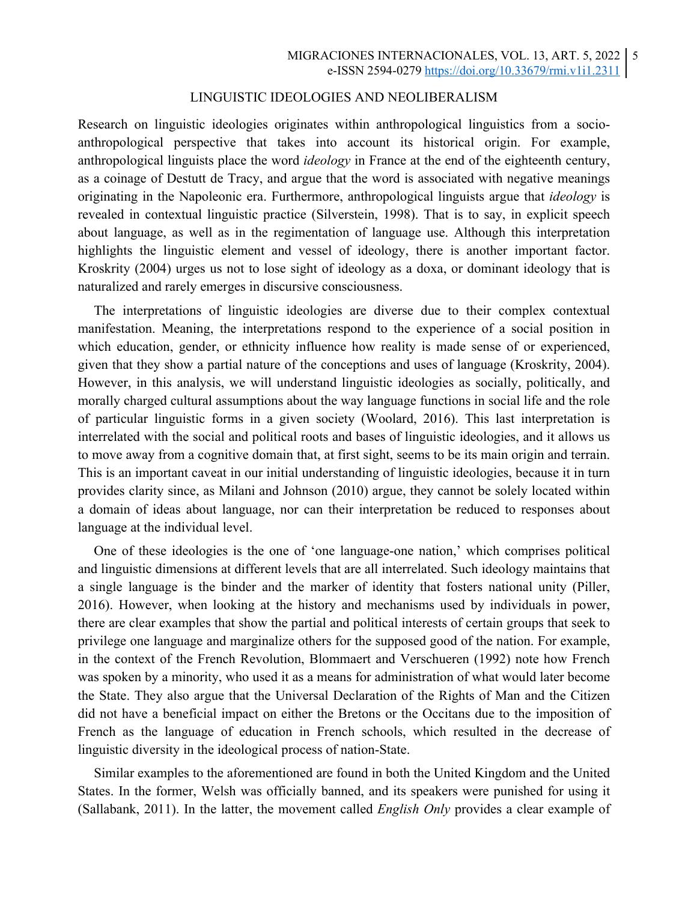## LINGUISTIC IDEOLOGIES AND NEOLIBERALISM

Research on linguistic ideologies originates within anthropological linguistics from a socio-anthropological perspective that takes into account its historical origin. For example, anthropological linguists place the word *ideology* in France at the end of the eighteenth century, as a coinage of Destutt de Tracy, and argue that the word is associated with negative meanings originating in the Napoleonic era. Furthermore, anthropological linguists argue that *ideology* is revealed in contextual linguistic practice (Silverstein, 1998). That is to say, in explicit speech about language, as well as in the regimentation of language use. Although this interpretation highlights the linguistic element and vessel of ideology, there is another important factor. Kroskrity (2004) urges us not to lose sight of ideology as a doxa, or dominant ideology that is naturalized and rarely emerges in discursive consciousness.

The interpretations of linguistic ideologies are diverse due to their complex contextual manifestation. Meaning, the interpretations respond to the experience of a social position in which education, gender, or ethnicity influence how reality is made sense of or experienced, given that they show a partial nature of the conceptions and uses of language (Kroskrity, 2004). However, in this analysis, we will understand linguistic ideologies as socially, politically, and morally charged cultural assumptions about the way language functions in social life and the role of particular linguistic forms in a given society (Woolard, 2016). This last interpretation is interrelated with the social and political roots and bases of linguistic ideologies, and it allows us to move away from a cognitive domain that, at first sight, seems to be its main origin and terrain. This is an important caveat in our initial understanding of linguistic ideologies, because it in turn provides clarity since, as Milani and Johnson (2010) argue, they cannot be solely located within a domain of ideas about language, nor can their interpretation be reduced to responses about language at the individual level.

One of these ideologies is the one of 'one language-one nation,' which comprises political and linguistic dimensions at different levels that are all interrelated. Such ideology maintains that a single language is the binder and the marker of identity that fosters national unity (Piller, 2016). However, when looking at the history and mechanisms used by individuals in power, there are clear examples that show the partial and political interests of certain groups that seek to privilege one language and marginalize others for the supposed good of the nation. For example, in the context of the French Revolution, Blommaert and Verschueren (1992) note how French was spoken by a minority, who used it as a means for administration of what would later become the State. They also argue that the Universal Declaration of the Rights of Man and the Citizen did not have a beneficial impact on either the Bretons or the Occitans due to the imposition of French as the language of education in French schools, which resulted in the decrease of linguistic diversity in the ideological process of nation-State.

Similar examples to the aforementioned are found in both the United Kingdom and the United States. In the former, Welsh was officially banned, and its speakers were punished for using it (Sallabank, 2011). In the latter, the movement called *English Only* provides a clear example of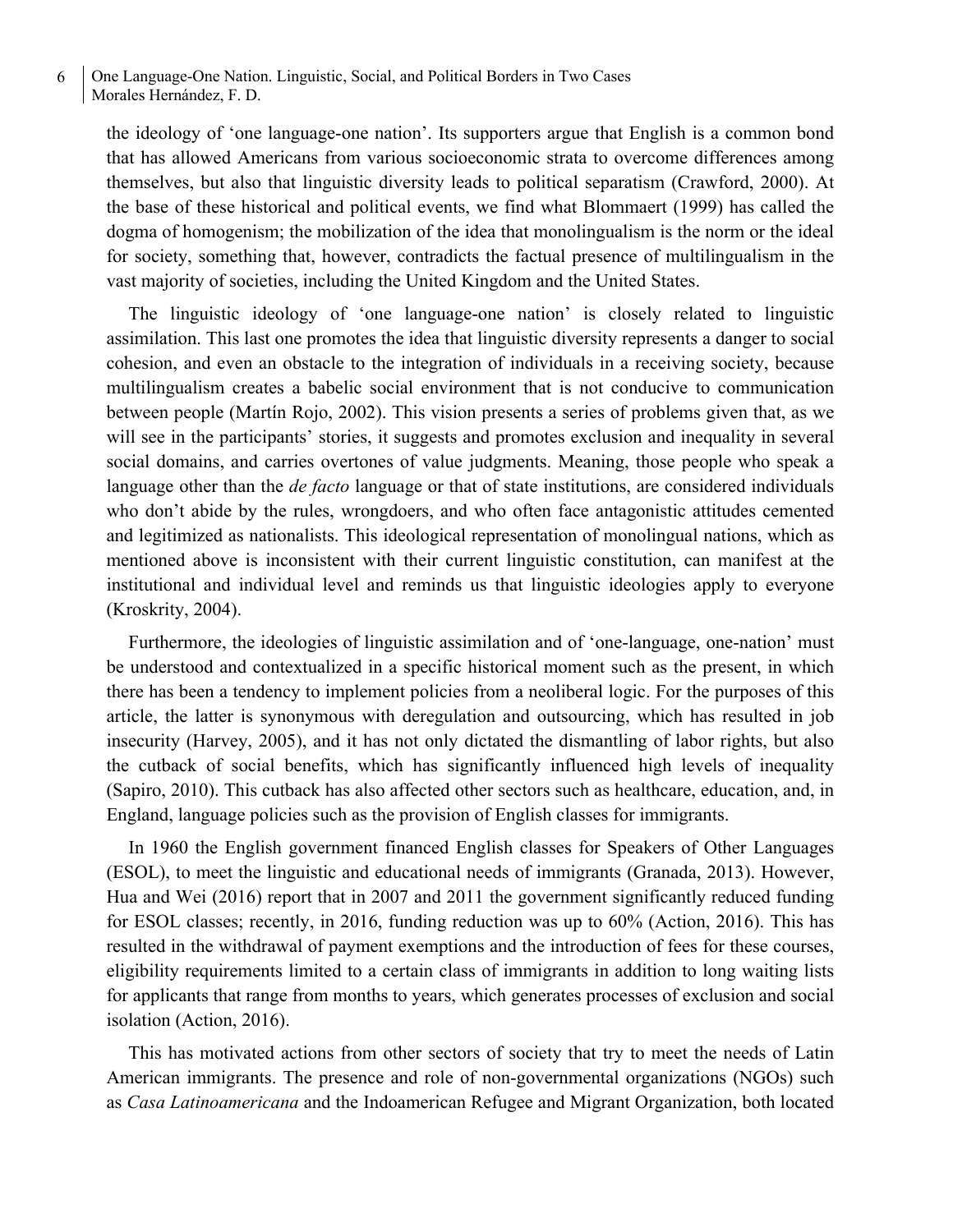the ideology of 'one language-one nation'. Its supporters argue that English is a common bond that has allowed Americans from various socioeconomic strata to overcome differences among themselves, but also that linguistic diversity leads to political separatism (Crawford, 2000). At the base of these historical and political events, we find what Blommaert (1999) has called the dogma of homogenism; the mobilization of the idea that monolingualism is the norm or the ideal for society, something that, however, contradicts the factual presence of multilingualism in the vast majority of societies, including the United Kingdom and the United States.

The linguistic ideology of 'one language-one nation' is closely related to linguistic assimilation. This last one promotes the idea that linguistic diversity represents a danger to social cohesion, and even an obstacle to the integration of individuals in a receiving society, because multilingualism creates a babelic social environment that is not conducive to communication between people (Martín Rojo, 2002). This vision presents a series of problems given that, as we will see in the participants' stories, it suggests and promotes exclusion and inequality in several social domains, and carries overtones of value judgments. Meaning, those people who speak a language other than the *de facto* language or that of state institutions, are considered individuals who don't abide by the rules, wrongdoers, and who often face antagonistic attitudes cemented and legitimized as nationalists. This ideological representation of monolingual nations, which as mentioned above is inconsistent with their current linguistic constitution, can manifest at the institutional and individual level and reminds us that linguistic ideologies apply to everyone (Kroskrity, 2004).

Furthermore, the ideologies of linguistic assimilation and of 'one-language, one-nation' must be understood and contextualized in a specific historical moment such as the present, in which there has been a tendency to implement policies from a neoliberal logic. For the purposes of this article, the latter is synonymous with deregulation and outsourcing, which has resulted in job insecurity (Harvey, 2005), and it has not only dictated the dismantling of labor rights, but also the cutback of social benefits, which has significantly influenced high levels of inequality (Sapiro, 2010). This cutback has also affected other sectors such as healthcare, education, and, in England, language policies such as the provision of English classes for immigrants.

In 1960 the English government financed English classes for Speakers of Other Languages (ESOL), to meet the linguistic and educational needs of immigrants (Granada, 2013). However, Hua and Wei (2016) report that in 2007 and 2011 the government significantly reduced funding for ESOL classes; recently, in 2016, funding reduction was up to 60% (Action, 2016). This has resulted in the withdrawal of payment exemptions and the introduction of fees for these courses, eligibility requirements limited to a certain class of immigrants in addition to long waiting lists for applicants that range from months to years, which generates processes of exclusion and social isolation (Action, 2016).

This has motivated actions from other sectors of society that try to meet the needs of Latin American immigrants. The presence and role of non-governmental organizations (NGOs) such as *Casa Latinoamericana* and the Indoamerican Refugee and Migrant Organization, both located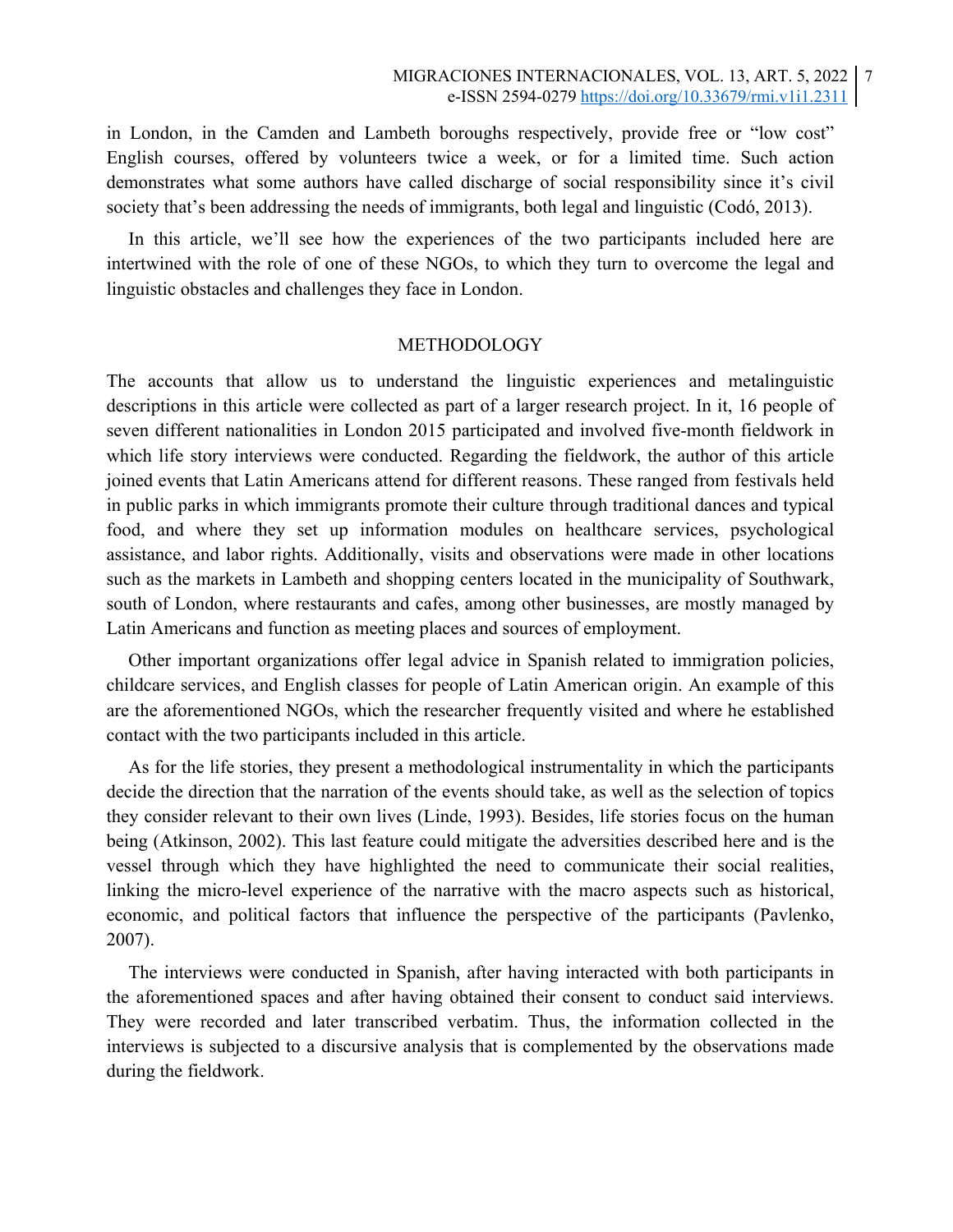in London, in the Camden and Lambeth boroughs respectively, provide free or "low cost" English courses, offered by volunteers twice a week, or for a limited time. Such action demonstrates what some authors have called discharge of social responsibility since it's civil society that's been addressing the needs of immigrants, both legal and linguistic (Codó, 2013).

In this article, we'll see how the experiences of the two participants included here are intertwined with the role of one of these NGOs, to which they turn to overcome the legal and linguistic obstacles and challenges they face in London.

## METHODOLOGY

The accounts that allow us to understand the linguistic experiences and metalinguistic descriptions in this article were collected as part of a larger research project. In it, 16 people of seven different nationalities in London 2015 participated and involved five-month fieldwork in which life story interviews were conducted. Regarding the fieldwork, the author of this article joined events that Latin Americans attend for different reasons. These ranged from festivals held in public parks in which immigrants promote their culture through traditional dances and typical food, and where they set up information modules on healthcare services, psychological assistance, and labor rights. Additionally, visits and observations were made in other locations such as the markets in Lambeth and shopping centers located in the municipality of Southwark, south of London, where restaurants and cafes, among other businesses, are mostly managed by Latin Americans and function as meeting places and sources of employment.

Other important organizations offer legal advice in Spanish related to immigration policies, childcare services, and English classes for people of Latin American origin. An example of this are the aforementioned NGOs, which the researcher frequently visited and where he established contact with the two participants included in this article.

As for the life stories, they present a methodological instrumentality in which the participants decide the direction that the narration of the events should take, as well as the selection of topics they consider relevant to their own lives (Linde, 1993). Besides, life stories focus on the human being (Atkinson, 2002). This last feature could mitigate the adversities described here and is the vessel through which they have highlighted the need to communicate their social realities, linking the micro-level experience of the narrative with the macro aspects such as historical, economic, and political factors that influence the perspective of the participants (Pavlenko, 2007).

The interviews were conducted in Spanish, after having interacted with both participants in the aforementioned spaces and after having obtained their consent to conduct said interviews. They were recorded and later transcribed verbatim. Thus, the information collected in the interviews is subjected to a discursive analysis that is complemented by the observations made during the fieldwork.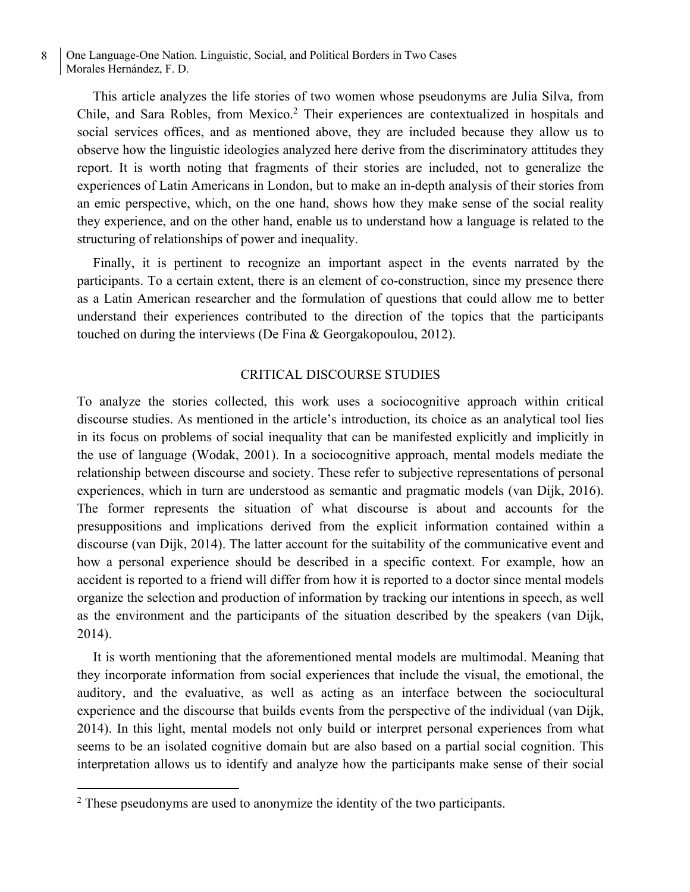This article analyzes the life stories of two women whose pseudonyms are Julia Silva, from Chile, and Sara Robles, from Mexico.[2] Their experiences are contextualized in hospitals and social services offices, and as mentioned above, they are included because they allow us to observe how the linguistic ideologies analyzed here derive from the discriminatory attitudes they report. It is worth noting that fragments of their stories are included, not to generalize the experiences of Latin Americans in London, but to make an in-depth analysis of their stories from an emic perspective, which, on the one hand, shows how they make sense of the social reality they experience, and on the other hand, enable us to understand how a language is related to the structuring of relationships of power and inequality.

Finally, it is pertinent to recognize an important aspect in the events narrated by the participants. To a certain extent, there is an element of co-construction, since my presence there as a Latin American researcher and the formulation of questions that could allow me to better understand their experiences contributed to the direction of the topics that the participants touched on during the interviews (De Fina & Georgakopoulou, 2012).

## CRITICAL DISCOURSE STUDIES

To analyze the stories collected, this work uses a sociocognitive approach within critical discourse studies. As mentioned in the article's introduction, its choice as an analytical tool lies in its focus on problems of social inequality that can be manifested explicitly and implicitly in the use of language (Wodak, 2001). In a sociocognitive approach, mental models mediate the relationship between discourse and society. These refer to subjective representations of personal experiences, which in turn are understood as semantic and pragmatic models (van Dijk, 2016). The former represents the situation of what discourse is about and accounts for the presuppositions and implications derived from the explicit information contained within a discourse (van Dijk, 2014). The latter account for the suitability of the communicative event and how a personal experience should be described in a specific context. For example, how an accident is reported to a friend will differ from how it is reported to a doctor since mental models organize the selection and production of information by tracking our intentions in speech, as well as the environment and the participants of the situation described by the speakers (van Dijk, 2014).

It is worth mentioning that the aforementioned mental models are multimodal. Meaning that they incorporate information from social experiences that include the visual, the emotional, the auditory, and the evaluative, as well as acting as an interface between the sociocultural experience and the discourse that builds events from the perspective of the individual (van Dijk, 2014). In this light, mental models not only build or interpret personal experiences from what seems to be an isolated cognitive domain but are also based on a partial social cognition. This interpretation allows us to identify and analyze how the participants make sense of their social

[2] These pseudonyms are used to anonymize the identity of the two participants.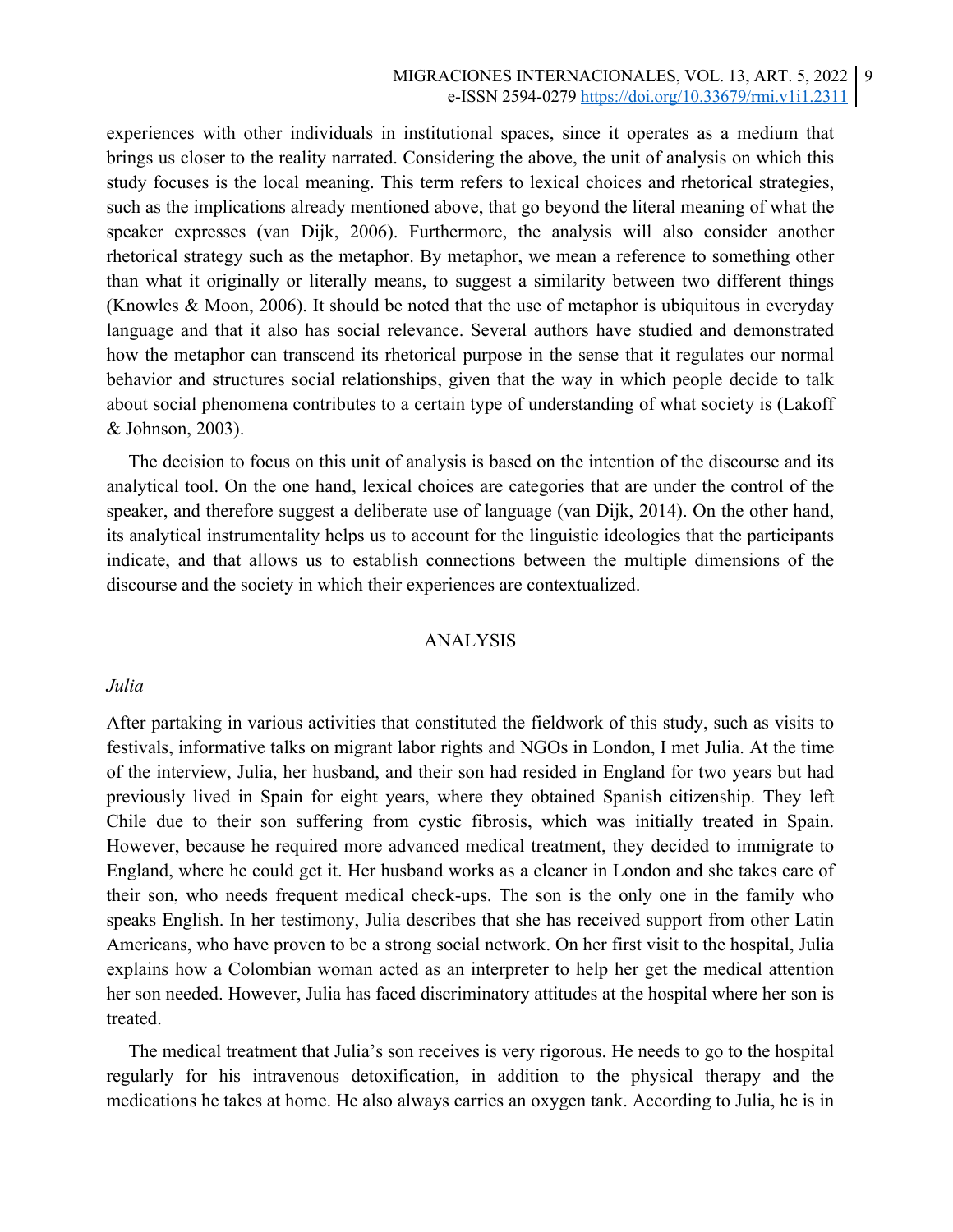experiences with other individuals in institutional spaces, since it operates as a medium that brings us closer to the reality narrated. Considering the above, the unit of analysis on which this study focuses is the local meaning. This term refers to lexical choices and rhetorical strategies, such as the implications already mentioned above, that go beyond the literal meaning of what the speaker expresses (van Dijk, 2006). Furthermore, the analysis will also consider another rhetorical strategy such as the metaphor. By metaphor, we mean a reference to something other than what it originally or literally means, to suggest a similarity between two different things (Knowles & Moon, 2006). It should be noted that the use of metaphor is ubiquitous in everyday language and that it also has social relevance. Several authors have studied and demonstrated how the metaphor can transcend its rhetorical purpose in the sense that it regulates our normal behavior and structures social relationships, given that the way in which people decide to talk about social phenomena contributes to a certain type of understanding of what society is (Lakoff & Johnson, 2003).

The decision to focus on this unit of analysis is based on the intention of the discourse and its analytical tool. On the one hand, lexical choices are categories that are under the control of the speaker, and therefore suggest a deliberate use of language (van Dijk, 2014). On the other hand, its analytical instrumentality helps us to account for the linguistic ideologies that the participants indicate, and that allows us to establish connections between the multiple dimensions of the discourse and the society in which their experiences are contextualized.

## ANALYSIS

### *Julia*

After partaking in various activities that constituted the fieldwork of this study, such as visits to festivals, informative talks on migrant labor rights and NGOs in London, I met Julia. At the time of the interview, Julia, her husband, and their son had resided in England for two years but had previously lived in Spain for eight years, where they obtained Spanish citizenship. They left Chile due to their son suffering from cystic fibrosis, which was initially treated in Spain. However, because he required more advanced medical treatment, they decided to immigrate to England, where he could get it. Her husband works as a cleaner in London and she takes care of their son, who needs frequent medical check-ups. The son is the only one in the family who speaks English. In her testimony, Julia describes that she has received support from other Latin Americans, who have proven to be a strong social network. On her first visit to the hospital, Julia explains how a Colombian woman acted as an interpreter to help her get the medical attention her son needed. However, Julia has faced discriminatory attitudes at the hospital where her son is treated.

The medical treatment that Julia's son receives is very rigorous. He needs to go to the hospital regularly for his intravenous detoxification, in addition to the physical therapy and the medications he takes at home. He also always carries an oxygen tank. According to Julia, he is in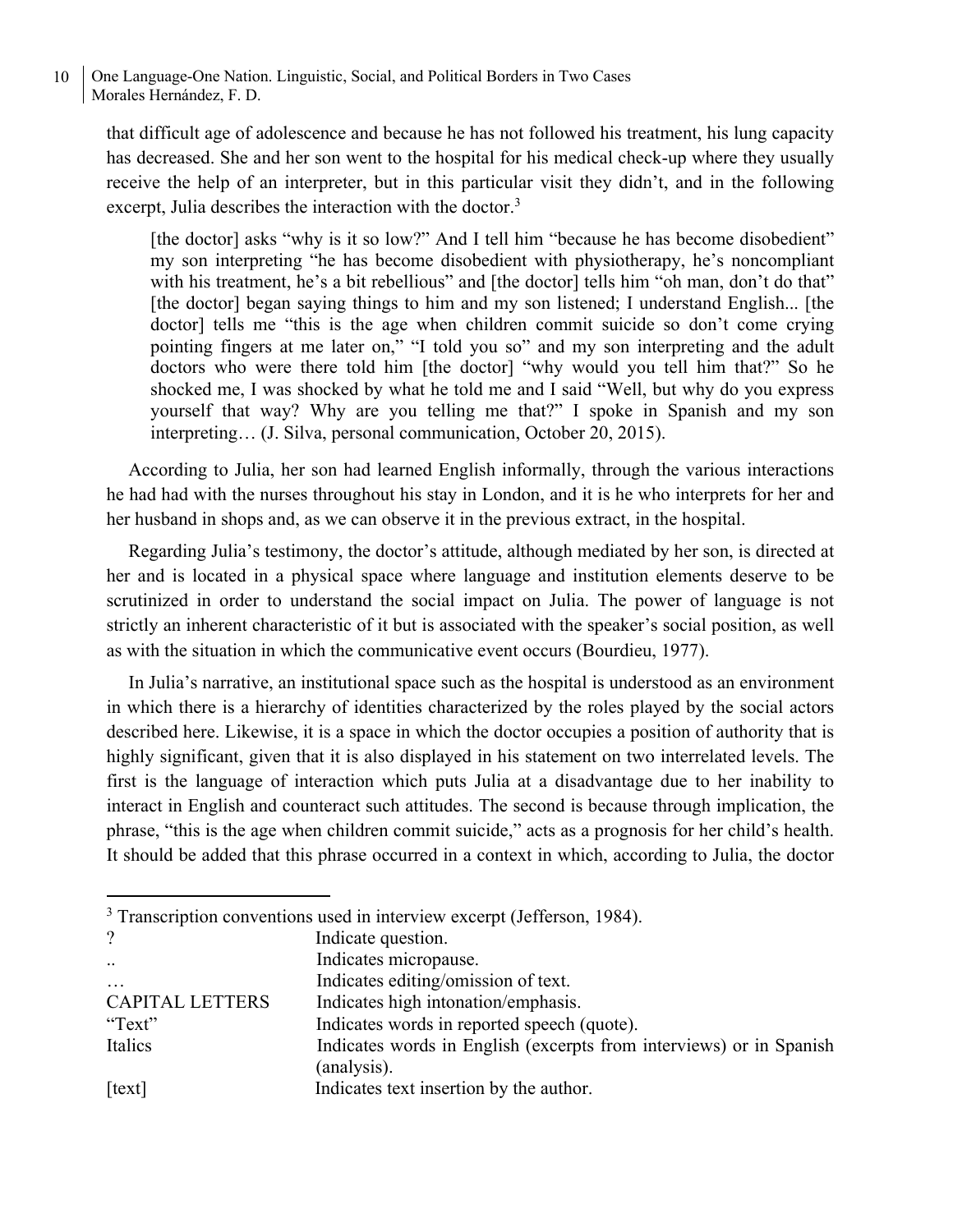that difficult age of adolescence and because he has not followed his treatment, his lung capacity has decreased. She and her son went to the hospital for his medical check-up where they usually receive the help of an interpreter, but in this particular visit they didn't, and in the following excerpt, Julia describes the interaction with the doctor.[3]

> [the doctor] asks "why is it so low?" And I tell him "because he has become disobedient" my son interpreting "he has become disobedient with physiotherapy, he's noncompliant with his treatment, he's a bit rebellious" and [the doctor] tells him "oh man, don't do that" [the doctor] began saying things to him and my son listened; I understand English... [the doctor] tells me "this is the age when children commit suicide so don't come crying pointing fingers at me later on," "I told you so" and my son interpreting and the adult doctors who were there told him [the doctor] "why would you tell him that?" So he shocked me, I was shocked by what he told me and I said "Well, but why do you express yourself that way? Why are you telling me that?" I spoke in Spanish and my son interpreting… (J. Silva, personal communication, October 20, 2015).

According to Julia, her son had learned English informally, through the various interactions he had had with the nurses throughout his stay in London, and it is he who interprets for her and her husband in shops and, as we can observe it in the previous extract, in the hospital.

Regarding Julia's testimony, the doctor's attitude, although mediated by her son, is directed at her and is located in a physical space where language and institution elements deserve to be scrutinized in order to understand the social impact on Julia. The power of language is not strictly an inherent characteristic of it but is associated with the speaker's social position, as well as with the situation in which the communicative event occurs (Bourdieu, 1977).

In Julia's narrative, an institutional space such as the hospital is understood as an environment in which there is a hierarchy of identities characterized by the roles played by the social actors described here. Likewise, it is a space in which the doctor occupies a position of authority that is highly significant, given that it is also displayed in his statement on two interrelated levels. The first is the language of interaction which puts Julia at a disadvantage due to her inability to interact in English and counteract such attitudes. The second is because through implication, the phrase, "this is the age when children commit suicide," acts as a prognosis for her child's health. It should be added that this phrase occurred in a context in which, according to Julia, the doctor

---

[3] Transcription conventions used in interview excerpt (Jefferson, 1984).

| | |
|---|---|
| ? | Indicate question. |
| .. | Indicates micropause. |
| … | Indicates editing/omission of text. |
| CAPITAL LETTERS | Indicates high intonation/emphasis. |
| "Text" | Indicates words in reported speech (quote). |
| Italics | Indicates words in English (excerpts from interviews) or in Spanish (analysis). |
| [text] | Indicates text insertion by the author. |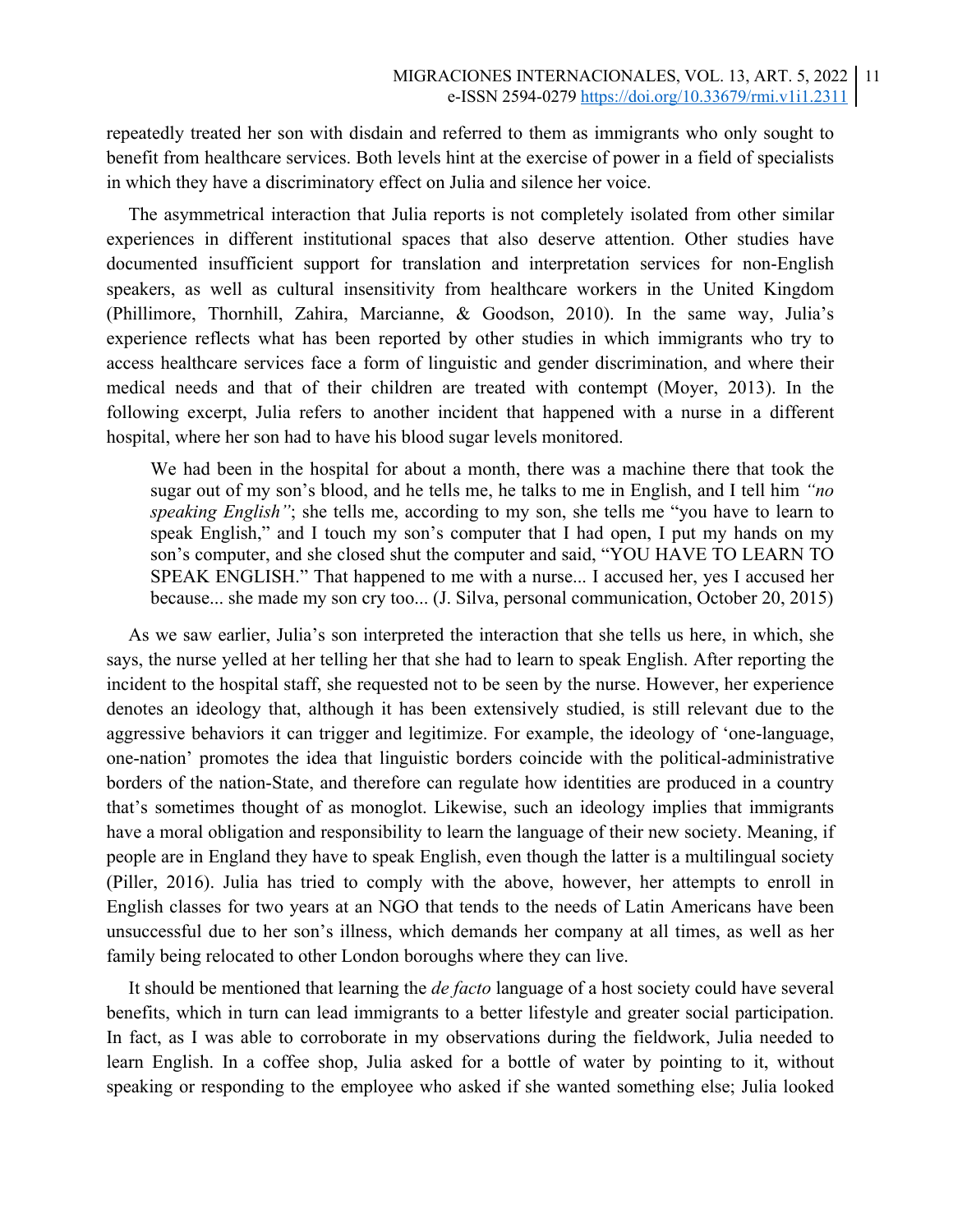repeatedly treated her son with disdain and referred to them as immigrants who only sought to benefit from healthcare services. Both levels hint at the exercise of power in a field of specialists in which they have a discriminatory effect on Julia and silence her voice.

The asymmetrical interaction that Julia reports is not completely isolated from other similar experiences in different institutional spaces that also deserve attention. Other studies have documented insufficient support for translation and interpretation services for non-English speakers, as well as cultural insensitivity from healthcare workers in the United Kingdom (Phillimore, Thornhill, Zahira, Marcianne, & Goodson, 2010). In the same way, Julia's experience reflects what has been reported by other studies in which immigrants who try to access healthcare services face a form of linguistic and gender discrimination, and where their medical needs and that of their children are treated with contempt (Moyer, 2013). In the following excerpt, Julia refers to another incident that happened with a nurse in a different hospital, where her son had to have his blood sugar levels monitored.

> We had been in the hospital for about a month, there was a machine there that took the sugar out of my son's blood, and he tells me, he talks to me in English, and I tell him *"no speaking English"*; she tells me, according to my son, she tells me "you have to learn to speak English," and I touch my son's computer that I had open, I put my hands on my son's computer, and she closed shut the computer and said, "YOU HAVE TO LEARN TO SPEAK ENGLISH." That happened to me with a nurse... I accused her, yes I accused her because... she made my son cry too... (J. Silva, personal communication, October 20, 2015)

As we saw earlier, Julia's son interpreted the interaction that she tells us here, in which, she says, the nurse yelled at her telling her that she had to learn to speak English. After reporting the incident to the hospital staff, she requested not to be seen by the nurse. However, her experience denotes an ideology that, although it has been extensively studied, is still relevant due to the aggressive behaviors it can trigger and legitimize. For example, the ideology of 'one-language, one-nation' promotes the idea that linguistic borders coincide with the political-administrative borders of the nation-State, and therefore can regulate how identities are produced in a country that's sometimes thought of as monoglot. Likewise, such an ideology implies that immigrants have a moral obligation and responsibility to learn the language of their new society. Meaning, if people are in England they have to speak English, even though the latter is a multilingual society (Piller, 2016). Julia has tried to comply with the above, however, her attempts to enroll in English classes for two years at an NGO that tends to the needs of Latin Americans have been unsuccessful due to her son's illness, which demands her company at all times, as well as her family being relocated to other London boroughs where they can live.

It should be mentioned that learning the *de facto* language of a host society could have several benefits, which in turn can lead immigrants to a better lifestyle and greater social participation. In fact, as I was able to corroborate in my observations during the fieldwork, Julia needed to learn English. In a coffee shop, Julia asked for a bottle of water by pointing to it, without speaking or responding to the employee who asked if she wanted something else; Julia looked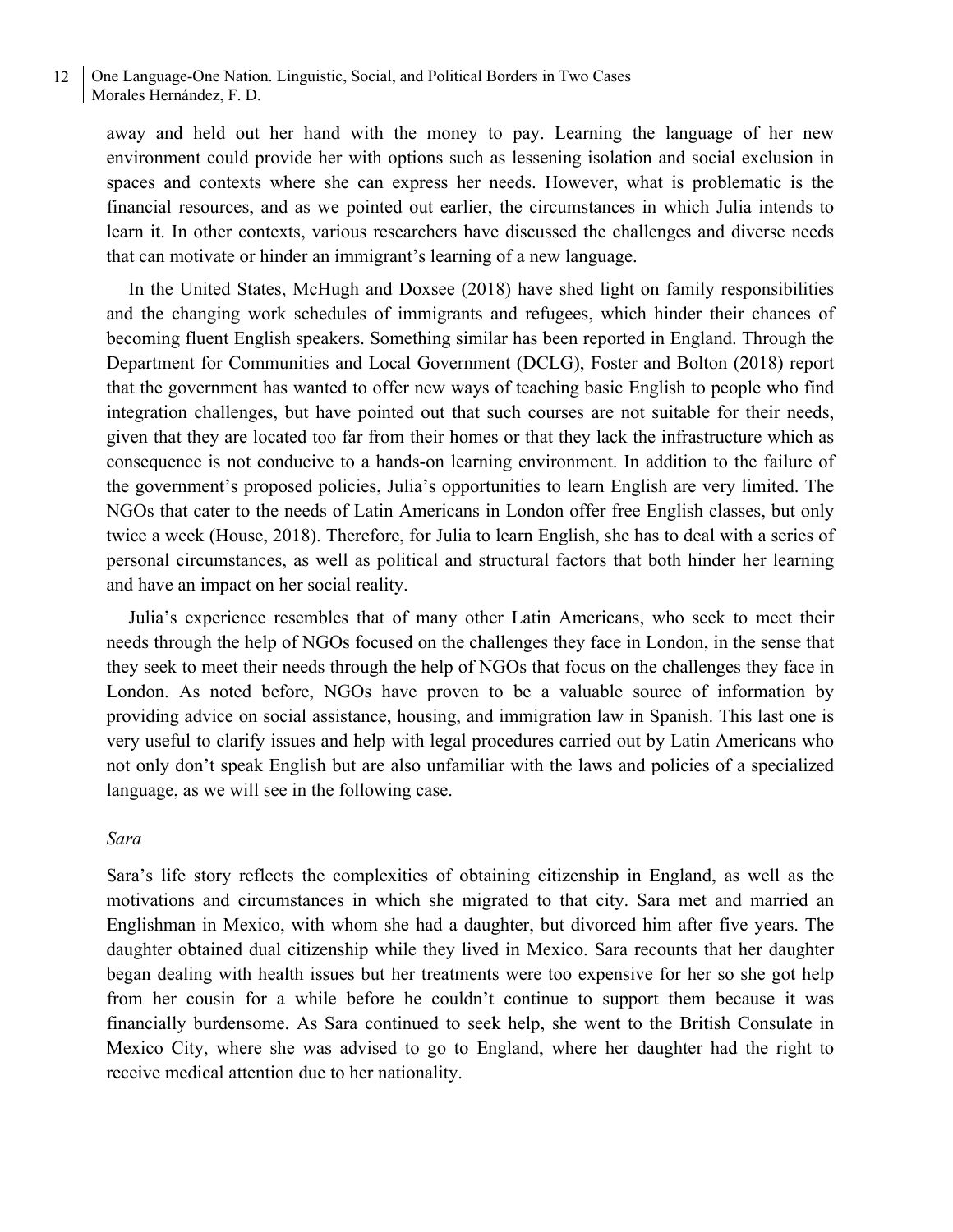away and held out her hand with the money to pay. Learning the language of her new environment could provide her with options such as lessening isolation and social exclusion in spaces and contexts where she can express her needs. However, what is problematic is the financial resources, and as we pointed out earlier, the circumstances in which Julia intends to learn it. In other contexts, various researchers have discussed the challenges and diverse needs that can motivate or hinder an immigrant's learning of a new language.

In the United States, McHugh and Doxsee (2018) have shed light on family responsibilities and the changing work schedules of immigrants and refugees, which hinder their chances of becoming fluent English speakers. Something similar has been reported in England. Through the Department for Communities and Local Government (DCLG), Foster and Bolton (2018) report that the government has wanted to offer new ways of teaching basic English to people who find integration challenges, but have pointed out that such courses are not suitable for their needs, given that they are located too far from their homes or that they lack the infrastructure which as consequence is not conducive to a hands-on learning environment. In addition to the failure of the government's proposed policies, Julia's opportunities to learn English are very limited. The NGOs that cater to the needs of Latin Americans in London offer free English classes, but only twice a week (House, 2018). Therefore, for Julia to learn English, she has to deal with a series of personal circumstances, as well as political and structural factors that both hinder her learning and have an impact on her social reality.

Julia's experience resembles that of many other Latin Americans, who seek to meet their needs through the help of NGOs focused on the challenges they face in London, in the sense that they seek to meet their needs through the help of NGOs that focus on the challenges they face in London. As noted before, NGOs have proven to be a valuable source of information by providing advice on social assistance, housing, and immigration law in Spanish. This last one is very useful to clarify issues and help with legal procedures carried out by Latin Americans who not only don't speak English but are also unfamiliar with the laws and policies of a specialized language, as we will see in the following case.

*Sara*

Sara's life story reflects the complexities of obtaining citizenship in England, as well as the motivations and circumstances in which she migrated to that city. Sara met and married an Englishman in Mexico, with whom she had a daughter, but divorced him after five years. The daughter obtained dual citizenship while they lived in Mexico. Sara recounts that her daughter began dealing with health issues but her treatments were too expensive for her so she got help from her cousin for a while before he couldn't continue to support them because it was financially burdensome. As Sara continued to seek help, she went to the British Consulate in Mexico City, where she was advised to go to England, where her daughter had the right to receive medical attention due to her nationality.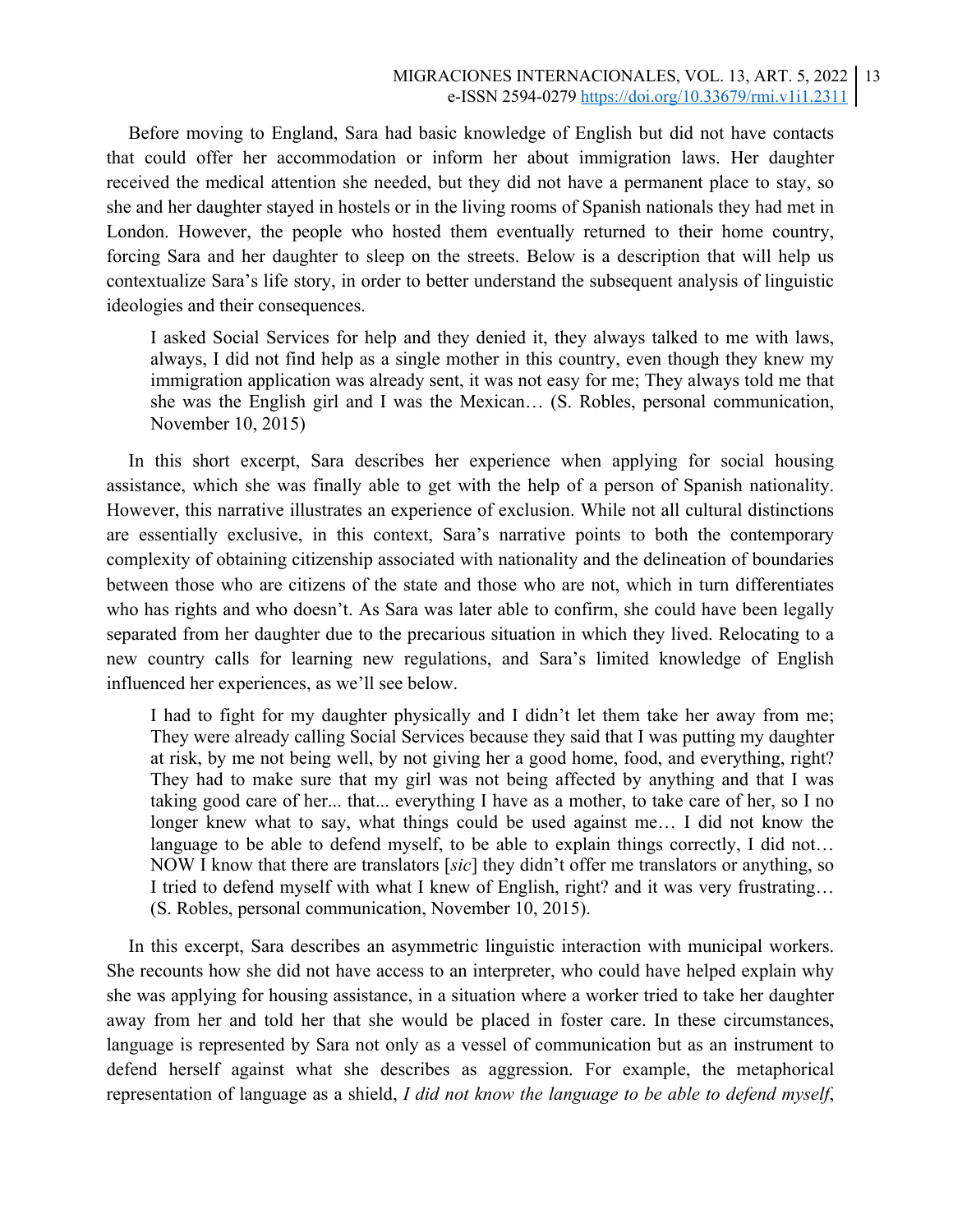Before moving to England, Sara had basic knowledge of English but did not have contacts that could offer her accommodation or inform her about immigration laws. Her daughter received the medical attention she needed, but they did not have a permanent place to stay, so she and her daughter stayed in hostels or in the living rooms of Spanish nationals they had met in London. However, the people who hosted them eventually returned to their home country, forcing Sara and her daughter to sleep on the streets. Below is a description that will help us contextualize Sara's life story, in order to better understand the subsequent analysis of linguistic ideologies and their consequences.

> I asked Social Services for help and they denied it, they always talked to me with laws, always, I did not find help as a single mother in this country, even though they knew my immigration application was already sent, it was not easy for me; They always told me that she was the English girl and I was the Mexican… (S. Robles, personal communication, November 10, 2015)

In this short excerpt, Sara describes her experience when applying for social housing assistance, which she was finally able to get with the help of a person of Spanish nationality. However, this narrative illustrates an experience of exclusion. While not all cultural distinctions are essentially exclusive, in this context, Sara's narrative points to both the contemporary complexity of obtaining citizenship associated with nationality and the delineation of boundaries between those who are citizens of the state and those who are not, which in turn differentiates who has rights and who doesn't. As Sara was later able to confirm, she could have been legally separated from her daughter due to the precarious situation in which they lived. Relocating to a new country calls for learning new regulations, and Sara's limited knowledge of English influenced her experiences, as we'll see below.

> I had to fight for my daughter physically and I didn't let them take her away from me; They were already calling Social Services because they said that I was putting my daughter at risk, by me not being well, by not giving her a good home, food, and everything, right? They had to make sure that my girl was not being affected by anything and that I was taking good care of her... that... everything I have as a mother, to take care of her, so I no longer knew what to say, what things could be used against me… I did not know the language to be able to defend myself, to be able to explain things correctly, I did not… NOW I know that there are translators [*sic*] they didn't offer me translators or anything, so I tried to defend myself with what I knew of English, right? and it was very frustrating… (S. Robles, personal communication, November 10, 2015).

In this excerpt, Sara describes an asymmetric linguistic interaction with municipal workers. She recounts how she did not have access to an interpreter, who could have helped explain why she was applying for housing assistance, in a situation where a worker tried to take her daughter away from her and told her that she would be placed in foster care. In these circumstances, language is represented by Sara not only as a vessel of communication but as an instrument to defend herself against what she describes as aggression. For example, the metaphorical representation of language as a shield, *I did not know the language to be able to defend myself*,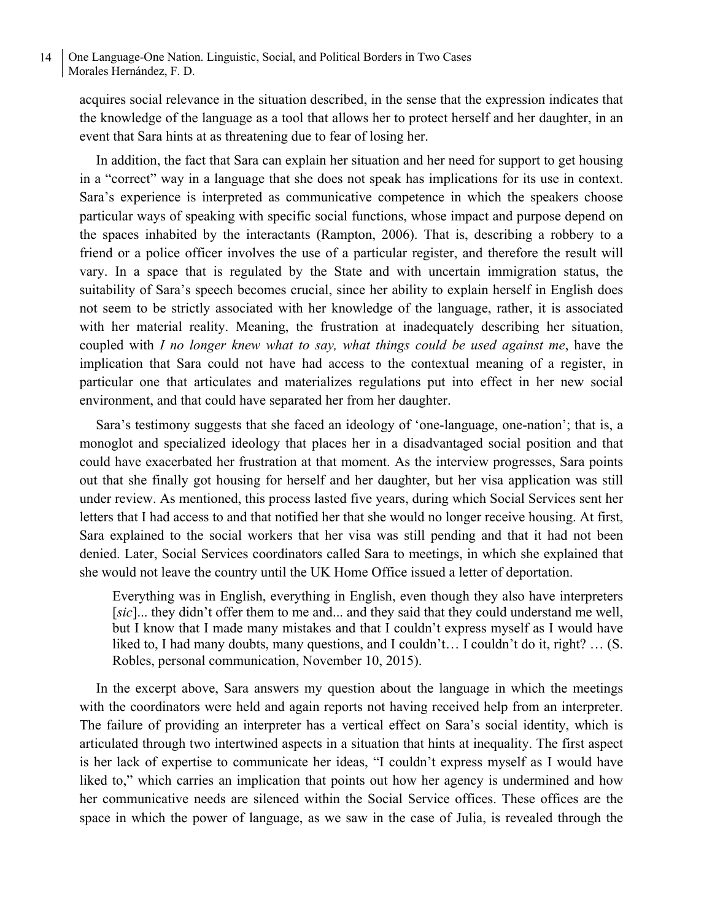acquires social relevance in the situation described, in the sense that the expression indicates that the knowledge of the language as a tool that allows her to protect herself and her daughter, in an event that Sara hints at as threatening due to fear of losing her.

In addition, the fact that Sara can explain her situation and her need for support to get housing in a "correct" way in a language that she does not speak has implications for its use in context. Sara's experience is interpreted as communicative competence in which the speakers choose particular ways of speaking with specific social functions, whose impact and purpose depend on the spaces inhabited by the interactants (Rampton, 2006). That is, describing a robbery to a friend or a police officer involves the use of a particular register, and therefore the result will vary. In a space that is regulated by the State and with uncertain immigration status, the suitability of Sara's speech becomes crucial, since her ability to explain herself in English does not seem to be strictly associated with her knowledge of the language, rather, it is associated with her material reality. Meaning, the frustration at inadequately describing her situation, coupled with *I no longer knew what to say, what things could be used against me*, have the implication that Sara could not have had access to the contextual meaning of a register, in particular one that articulates and materializes regulations put into effect in her new social environment, and that could have separated her from her daughter.

Sara's testimony suggests that she faced an ideology of 'one-language, one-nation'; that is, a monoglot and specialized ideology that places her in a disadvantaged social position and that could have exacerbated her frustration at that moment. As the interview progresses, Sara points out that she finally got housing for herself and her daughter, but her visa application was still under review. As mentioned, this process lasted five years, during which Social Services sent her letters that I had access to and that notified her that she would no longer receive housing. At first, Sara explained to the social workers that her visa was still pending and that it had not been denied. Later, Social Services coordinators called Sara to meetings, in which she explained that she would not leave the country until the UK Home Office issued a letter of deportation.

> Everything was in English, everything in English, even though they also have interpreters [*sic*]... they didn't offer them to me and... and they said that they could understand me well, but I know that I made many mistakes and that I couldn't express myself as I would have liked to, I had many doubts, many questions, and I couldn't… I couldn't do it, right? … (S. Robles, personal communication, November 10, 2015).

In the excerpt above, Sara answers my question about the language in which the meetings with the coordinators were held and again reports not having received help from an interpreter. The failure of providing an interpreter has a vertical effect on Sara's social identity, which is articulated through two intertwined aspects in a situation that hints at inequality. The first aspect is her lack of expertise to communicate her ideas, "I couldn't express myself as I would have liked to," which carries an implication that points out how her agency is undermined and how her communicative needs are silenced within the Social Service offices. These offices are the space in which the power of language, as we saw in the case of Julia, is revealed through the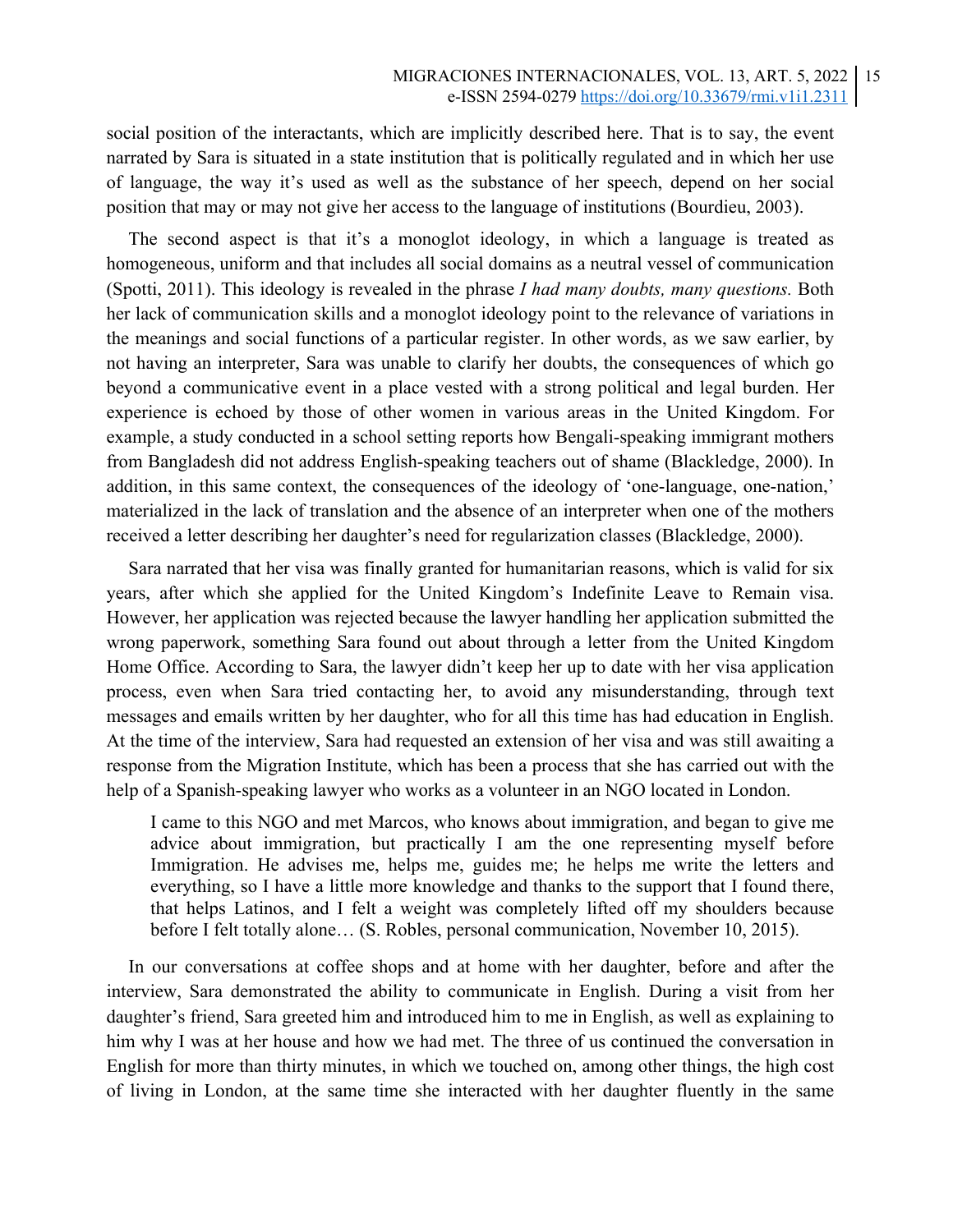social position of the interactants, which are implicitly described here. That is to say, the event narrated by Sara is situated in a state institution that is politically regulated and in which her use of language, the way it's used as well as the substance of her speech, depend on her social position that may or may not give her access to the language of institutions (Bourdieu, 2003).

The second aspect is that it's a monoglot ideology, in which a language is treated as homogeneous, uniform and that includes all social domains as a neutral vessel of communication (Spotti, 2011). This ideology is revealed in the phrase *I had many doubts, many questions.* Both her lack of communication skills and a monoglot ideology point to the relevance of variations in the meanings and social functions of a particular register. In other words, as we saw earlier, by not having an interpreter, Sara was unable to clarify her doubts, the consequences of which go beyond a communicative event in a place vested with a strong political and legal burden. Her experience is echoed by those of other women in various areas in the United Kingdom. For example, a study conducted in a school setting reports how Bengali-speaking immigrant mothers from Bangladesh did not address English-speaking teachers out of shame (Blackledge, 2000). In addition, in this same context, the consequences of the ideology of 'one-language, one-nation,' materialized in the lack of translation and the absence of an interpreter when one of the mothers received a letter describing her daughter's need for regularization classes (Blackledge, 2000).

Sara narrated that her visa was finally granted for humanitarian reasons, which is valid for six years, after which she applied for the United Kingdom's Indefinite Leave to Remain visa. However, her application was rejected because the lawyer handling her application submitted the wrong paperwork, something Sara found out about through a letter from the United Kingdom Home Office. According to Sara, the lawyer didn't keep her up to date with her visa application process, even when Sara tried contacting her, to avoid any misunderstanding, through text messages and emails written by her daughter, who for all this time has had education in English. At the time of the interview, Sara had requested an extension of her visa and was still awaiting a response from the Migration Institute, which has been a process that she has carried out with the help of a Spanish-speaking lawyer who works as a volunteer in an NGO located in London.

> I came to this NGO and met Marcos, who knows about immigration, and began to give me advice about immigration, but practically I am the one representing myself before Immigration. He advises me, helps me, guides me; he helps me write the letters and everything, so I have a little more knowledge and thanks to the support that I found there, that helps Latinos, and I felt a weight was completely lifted off my shoulders because before I felt totally alone… (S. Robles, personal communication, November 10, 2015).

In our conversations at coffee shops and at home with her daughter, before and after the interview, Sara demonstrated the ability to communicate in English. During a visit from her daughter's friend, Sara greeted him and introduced him to me in English, as well as explaining to him why I was at her house and how we had met. The three of us continued the conversation in English for more than thirty minutes, in which we touched on, among other things, the high cost of living in London, at the same time she interacted with her daughter fluently in the same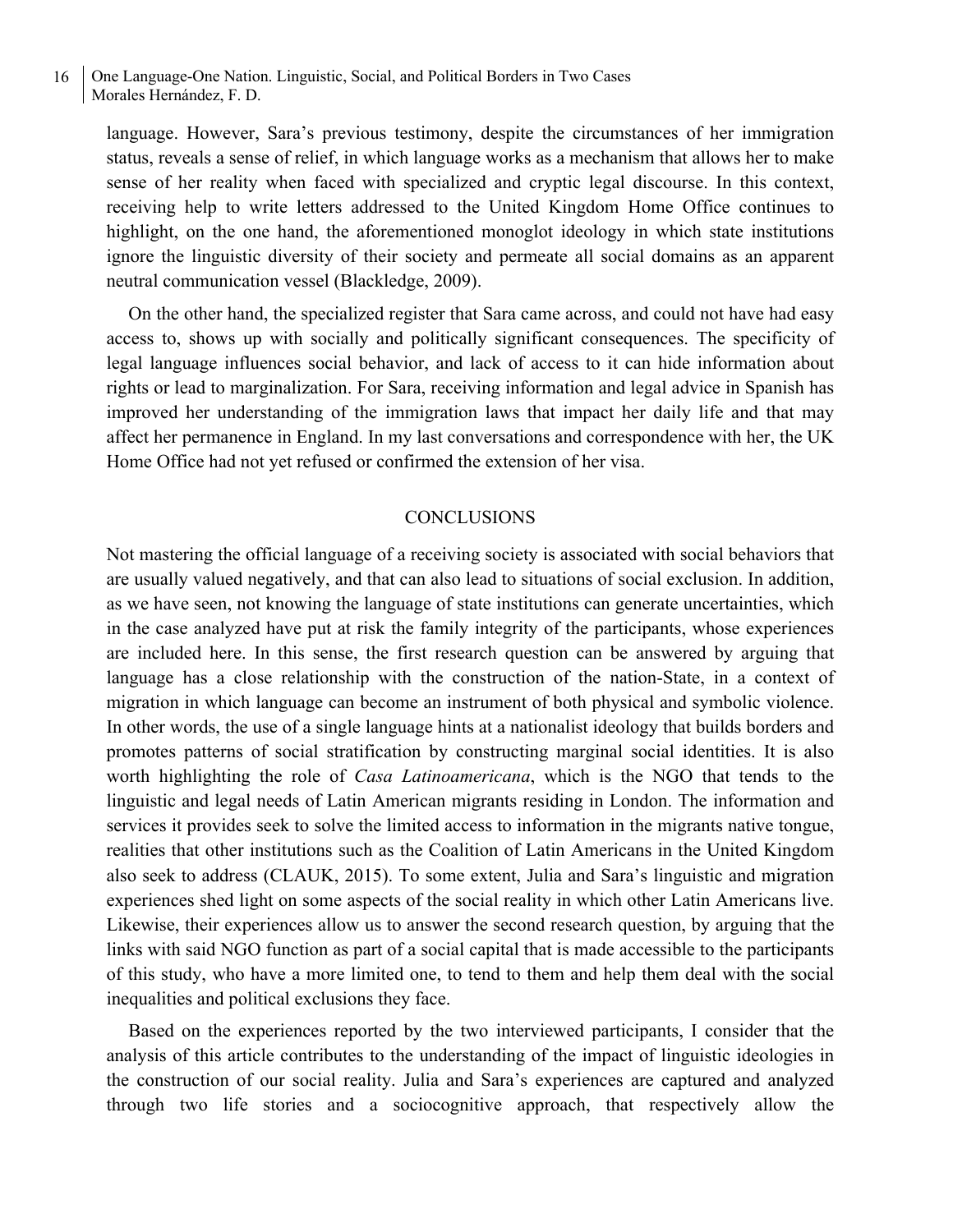language. However, Sara's previous testimony, despite the circumstances of her immigration status, reveals a sense of relief, in which language works as a mechanism that allows her to make sense of her reality when faced with specialized and cryptic legal discourse. In this context, receiving help to write letters addressed to the United Kingdom Home Office continues to highlight, on the one hand, the aforementioned monoglot ideology in which state institutions ignore the linguistic diversity of their society and permeate all social domains as an apparent neutral communication vessel (Blackledge, 2009).

On the other hand, the specialized register that Sara came across, and could not have had easy access to, shows up with socially and politically significant consequences. The specificity of legal language influences social behavior, and lack of access to it can hide information about rights or lead to marginalization. For Sara, receiving information and legal advice in Spanish has improved her understanding of the immigration laws that impact her daily life and that may affect her permanence in England. In my last conversations and correspondence with her, the UK Home Office had not yet refused or confirmed the extension of her visa.

## CONCLUSIONS

Not mastering the official language of a receiving society is associated with social behaviors that are usually valued negatively, and that can also lead to situations of social exclusion. In addition, as we have seen, not knowing the language of state institutions can generate uncertainties, which in the case analyzed have put at risk the family integrity of the participants, whose experiences are included here. In this sense, the first research question can be answered by arguing that language has a close relationship with the construction of the nation-State, in a context of migration in which language can become an instrument of both physical and symbolic violence. In other words, the use of a single language hints at a nationalist ideology that builds borders and promotes patterns of social stratification by constructing marginal social identities. It is also worth highlighting the role of *Casa Latinoamericana*, which is the NGO that tends to the linguistic and legal needs of Latin American migrants residing in London. The information and services it provides seek to solve the limited access to information in the migrants native tongue, realities that other institutions such as the Coalition of Latin Americans in the United Kingdom also seek to address (CLAUK, 2015). To some extent, Julia and Sara's linguistic and migration experiences shed light on some aspects of the social reality in which other Latin Americans live. Likewise, their experiences allow us to answer the second research question, by arguing that the links with said NGO function as part of a social capital that is made accessible to the participants of this study, who have a more limited one, to tend to them and help them deal with the social inequalities and political exclusions they face.

Based on the experiences reported by the two interviewed participants, I consider that the analysis of this article contributes to the understanding of the impact of linguistic ideologies in the construction of our social reality. Julia and Sara's experiences are captured and analyzed through two life stories and a sociocognitive approach, that respectively allow the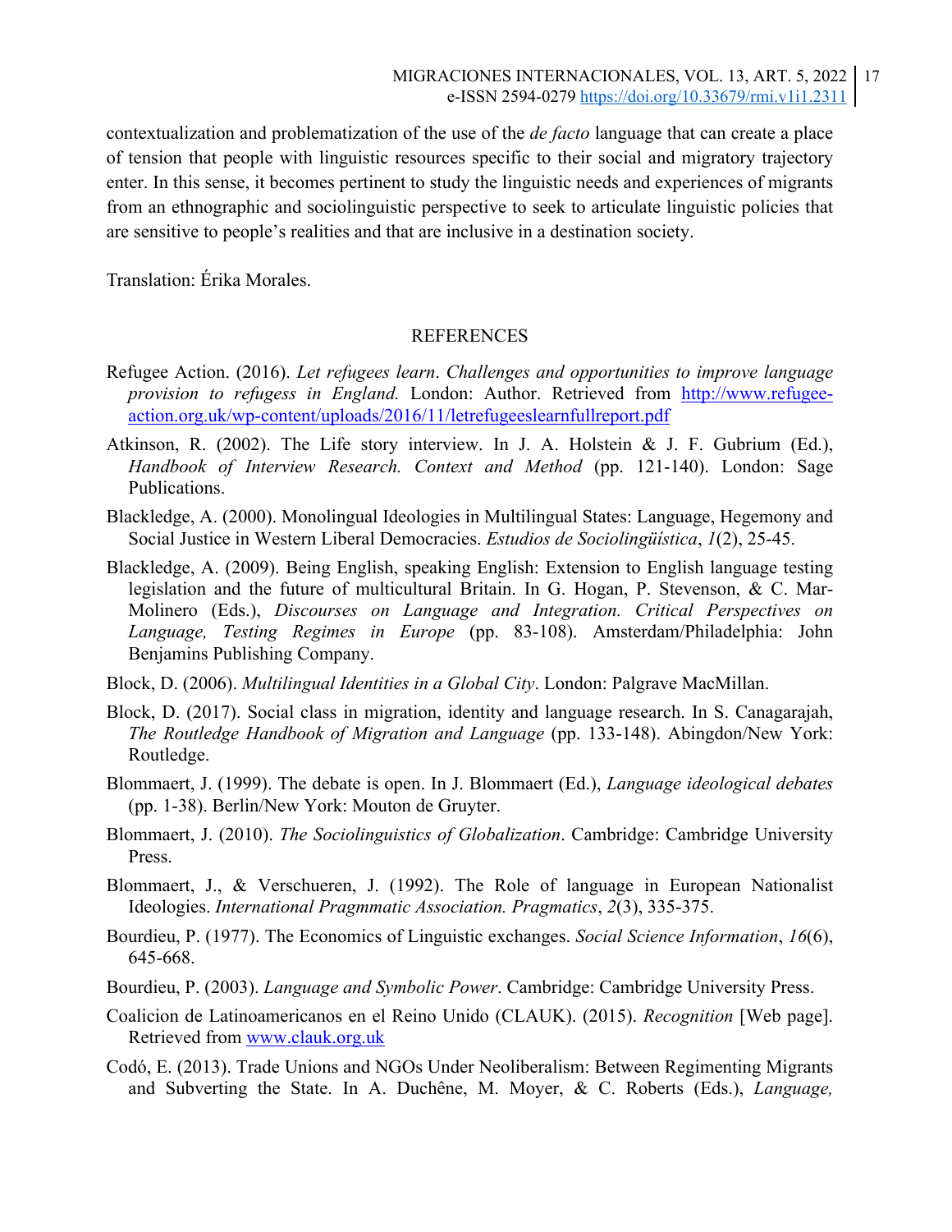contextualization and problematization of the use of the *de facto* language that can create a place of tension that people with linguistic resources specific to their social and migratory trajectory enter. In this sense, it becomes pertinent to study the linguistic needs and experiences of migrants from an ethnographic and sociolinguistic perspective to seek to articulate linguistic policies that are sensitive to people's realities and that are inclusive in a destination society.

Translation: Érika Morales.

## REFERENCES

Refugee Action. (2016). *Let refugees learn*. *Challenges and opportunities to improve language provision to refugess in England.* London: Author. Retrieved from http://www.refugee-action.org.uk/wp-content/uploads/2016/11/letrefugeeslearnfullreport.pdf

Atkinson, R. (2002). The Life story interview. In J. A. Holstein & J. F. Gubrium (Ed.), *Handbook of Interview Research. Context and Method* (pp. 121-140). London: Sage Publications.

Blackledge, A. (2000). Monolingual Ideologies in Multilingual States: Language, Hegemony and Social Justice in Western Liberal Democracies. *Estudios de Sociolingüística*, *1*(2), 25-45.

Blackledge, A. (2009). Being English, speaking English: Extension to English language testing legislation and the future of multicultural Britain. In G. Hogan, P. Stevenson, & C. Mar-Molinero (Eds.), *Discourses on Language and Integration. Critical Perspectives on Language, Testing Regimes in Europe* (pp. 83-108). Amsterdam/Philadelphia: John Benjamins Publishing Company.

Block, D. (2006). *Multilingual Identities in a Global City*. London: Palgrave MacMillan.

Block, D. (2017). Social class in migration, identity and language research. In S. Canagarajah, *The Routledge Handbook of Migration and Language* (pp. 133-148). Abingdon/New York: Routledge.

Blommaert, J. (1999). The debate is open. In J. Blommaert (Ed.), *Language ideological debates* (pp. 1-38). Berlin/New York: Mouton de Gruyter.

Blommaert, J. (2010). *The Sociolinguistics of Globalization*. Cambridge: Cambridge University Press.

Blommaert, J., & Verschueren, J. (1992). The Role of language in European Nationalist Ideologies. *International Pragmmatic Association. Pragmatics*, *2*(3), 335-375.

Bourdieu, P. (1977). The Economics of Linguistic exchanges. *Social Science Information*, *16*(6), 645-668.

Bourdieu, P. (2003). *Language and Symbolic Power*. Cambridge: Cambridge University Press.

Coalicion de Latinoamericanos en el Reino Unido (CLAUK). (2015). *Recognition* [Web page]. Retrieved from www.clauk.org.uk

Codó, E. (2013). Trade Unions and NGOs Under Neoliberalism: Between Regimenting Migrants and Subverting the State. In A. Duchêne, M. Moyer, & C. Roberts (Eds.), *Language,*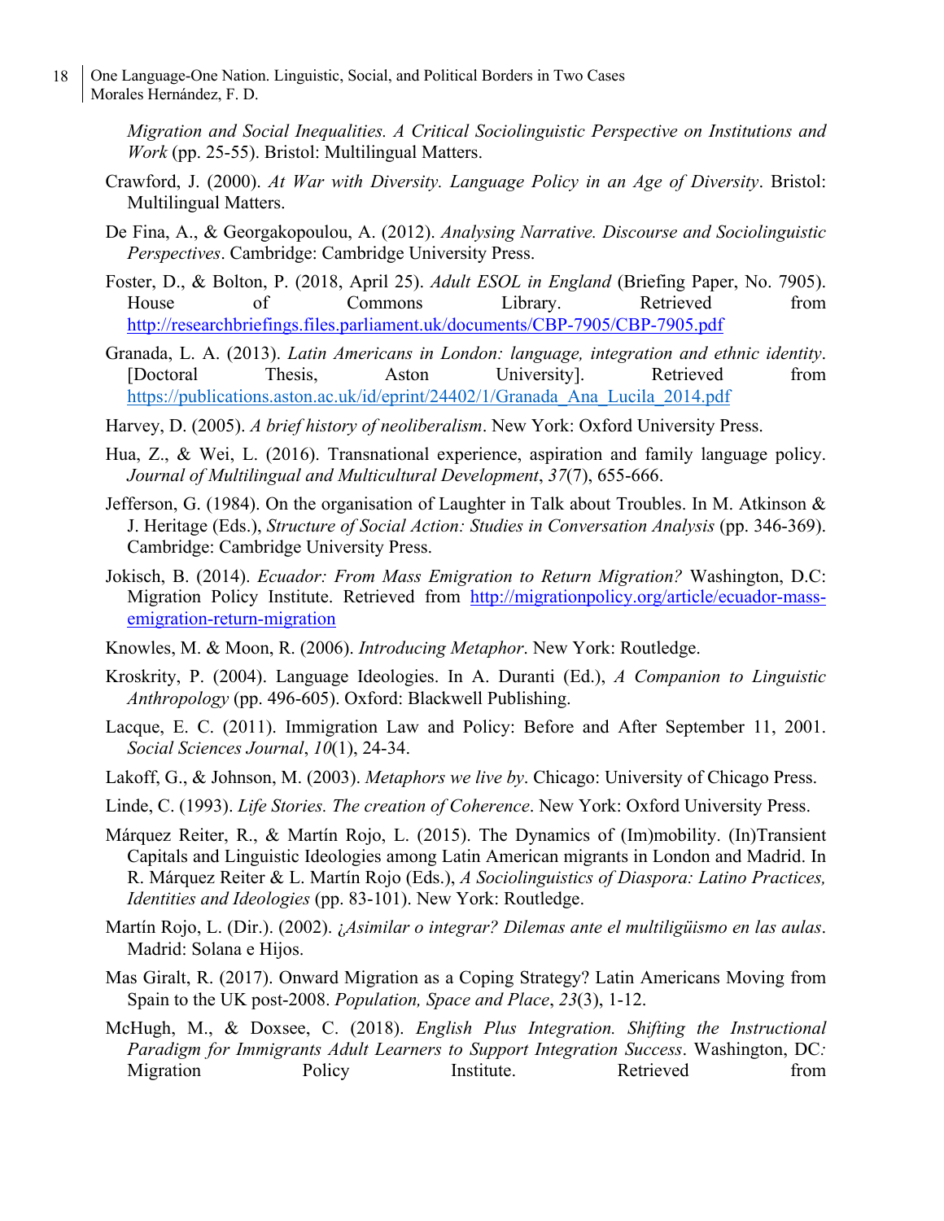*Migration and Social Inequalities. A Critical Sociolinguistic Perspective on Institutions and Work* (pp. 25-55). Bristol: Multilingual Matters.

Crawford, J. (2000). *At War with Diversity. Language Policy in an Age of Diversity*. Bristol: Multilingual Matters.

De Fina, A., & Georgakopoulou, A. (2012). *Analysing Narrative. Discourse and Sociolinguistic Perspectives*. Cambridge: Cambridge University Press.

Foster, D., & Bolton, P. (2018, April 25). *Adult ESOL in England* (Briefing Paper, No. 7905). House of Commons Library. Retrieved from http://researchbriefings.files.parliament.uk/documents/CBP-7905/CBP-7905.pdf

Granada, L. A. (2013). *Latin Americans in London: language, integration and ethnic identity*. [Doctoral Thesis, Aston University]. Retrieved from https://publications.aston.ac.uk/id/eprint/24402/1/Granada_Ana_Lucila_2014.pdf

Harvey, D. (2005). *A brief history of neoliberalism*. New York: Oxford University Press.

Hua, Z., & Wei, L. (2016). Transnational experience, aspiration and family language policy. *Journal of Multilingual and Multicultural Development*, *37*(7), 655-666.

Jefferson, G. (1984). On the organisation of Laughter in Talk about Troubles. In M. Atkinson & J. Heritage (Eds.), *Structure of Social Action: Studies in Conversation Analysis* (pp. 346-369). Cambridge: Cambridge University Press.

Jokisch, B. (2014). *Ecuador: From Mass Emigration to Return Migration?* Washington, D.C: Migration Policy Institute. Retrieved from http://migrationpolicy.org/article/ecuador-mass-emigration-return-migration

Knowles, M. & Moon, R. (2006). *Introducing Metaphor*. New York: Routledge.

Kroskrity, P. (2004). Language Ideologies. In A. Duranti (Ed.), *A Companion to Linguistic Anthropology* (pp. 496-605). Oxford: Blackwell Publishing.

Lacque, E. C. (2011). Immigration Law and Policy: Before and After September 11, 2001. *Social Sciences Journal*, *10*(1), 24-34.

Lakoff, G., & Johnson, M. (2003). *Metaphors we live by*. Chicago: University of Chicago Press.

Linde, C. (1993). *Life Stories. The creation of Coherence*. New York: Oxford University Press.

Márquez Reiter, R., & Martín Rojo, L. (2015). The Dynamics of (Im)mobility. (In)Transient Capitals and Linguistic Ideologies among Latin American migrants in London and Madrid. In R. Márquez Reiter & L. Martín Rojo (Eds.), *A Sociolinguistics of Diaspora: Latino Practices, Identities and Ideologies* (pp. 83-101). New York: Routledge.

Martín Rojo, L. (Dir.). (2002). *¿Asimilar o integrar? Dilemas ante el multiligüismo en las aulas*. Madrid: Solana e Hijos.

Mas Giralt, R. (2017). Onward Migration as a Coping Strategy? Latin Americans Moving from Spain to the UK post-2008. *Population, Space and Place*, *23*(3), 1-12.

McHugh, M., & Doxsee, C. (2018). *English Plus Integration. Shifting the Instructional Paradigm for Immigrants Adult Learners to Support Integration Success*. Washington, DC*:* Migration Policy Institute. Retrieved from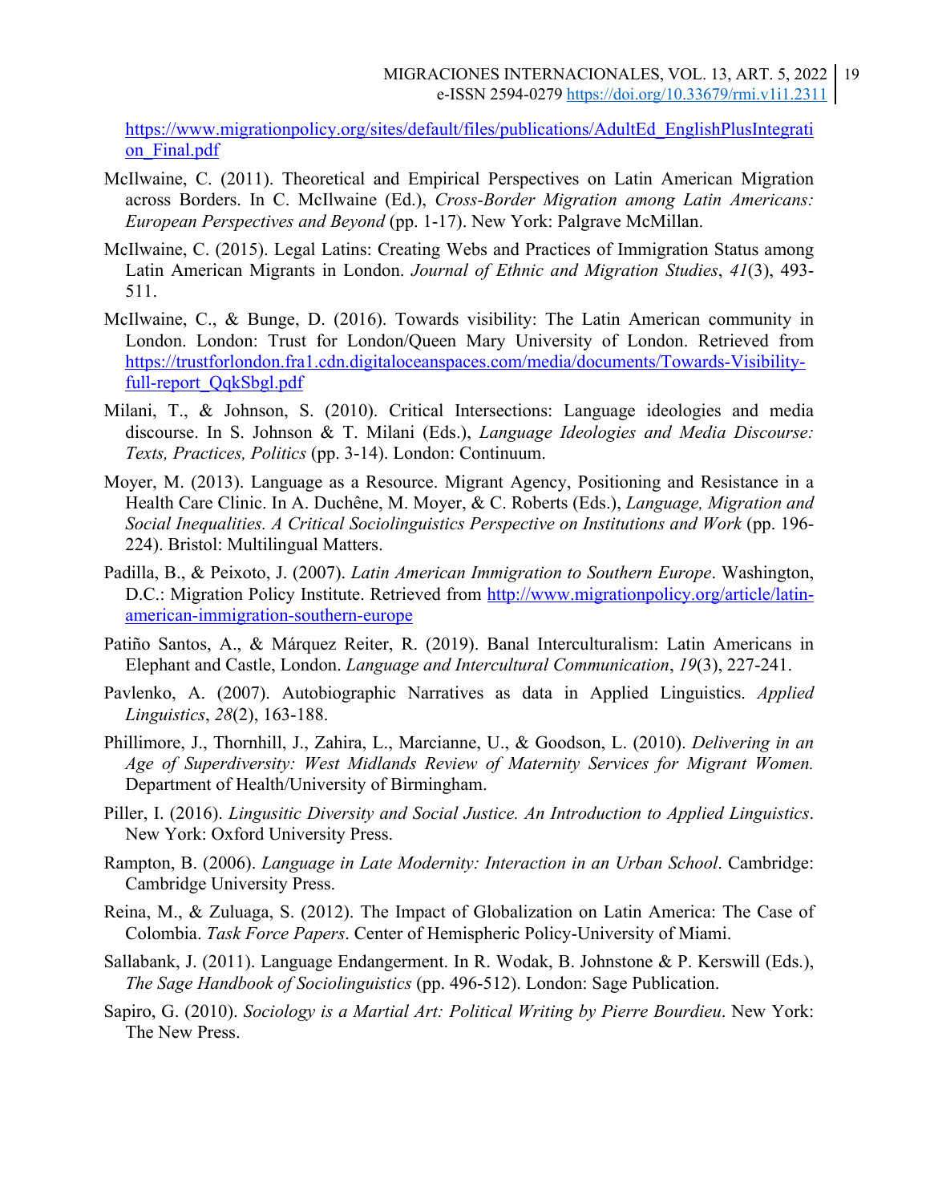https://www.migrationpolicy.org/sites/default/files/publications/AdultEd_EnglishPlusIntegration_Final.pdf

McIlwaine, C. (2011). Theoretical and Empirical Perspectives on Latin American Migration across Borders. In C. McIlwaine (Ed.), *Cross-Border Migration among Latin Americans: European Perspectives and Beyond* (pp. 1-17). New York: Palgrave McMillan.

McIlwaine, C. (2015). Legal Latins: Creating Webs and Practices of Immigration Status among Latin American Migrants in London. *Journal of Ethnic and Migration Studies*, *41*(3), 493-511.

McIlwaine, C., & Bunge, D. (2016). Towards visibility: The Latin American community in London. London: Trust for London/Queen Mary University of London. Retrieved from https://trustforlondon.fra1.cdn.digitaloceanspaces.com/media/documents/Towards-Visibility-full-report_QqkSbgl.pdf

Milani, T., & Johnson, S. (2010). Critical Intersections: Language ideologies and media discourse. In S. Johnson & T. Milani (Eds.), *Language Ideologies and Media Discourse: Texts, Practices, Politics* (pp. 3-14). London: Continuum.

Moyer, M. (2013). Language as a Resource. Migrant Agency, Positioning and Resistance in a Health Care Clinic. In A. Duchêne, M. Moyer, & C. Roberts (Eds.), *Language, Migration and Social Inequalities. A Critical Sociolinguistics Perspective on Institutions and Work* (pp. 196-224). Bristol: Multilingual Matters.

Padilla, B., & Peixoto, J. (2007). *Latin American Immigration to Southern Europe*. Washington, D.C.: Migration Policy Institute. Retrieved from http://www.migrationpolicy.org/article/latin-american-immigration-southern-europe

Patiño Santos, A., & Márquez Reiter, R. (2019). Banal Interculturalism: Latin Americans in Elephant and Castle, London. *Language and Intercultural Communication*, *19*(3), 227-241.

Pavlenko, A. (2007). Autobiographic Narratives as data in Applied Linguistics. *Applied Linguistics*, *28*(2), 163-188.

Phillimore, J., Thornhill, J., Zahira, L., Marcianne, U., & Goodson, L. (2010). *Delivering in an Age of Superdiversity: West Midlands Review of Maternity Services for Migrant Women.* Department of Health/University of Birmingham.

Piller, I. (2016). *Lingusitic Diversity and Social Justice. An Introduction to Applied Linguistics*. New York: Oxford University Press.

Rampton, B. (2006). *Language in Late Modernity: Interaction in an Urban School*. Cambridge: Cambridge University Press.

Reina, M., & Zuluaga, S. (2012). The Impact of Globalization on Latin America: The Case of Colombia. *Task Force Papers*. Center of Hemispheric Policy-University of Miami.

Sallabank, J. (2011). Language Endangerment. In R. Wodak, B. Johnstone & P. Kerswill (Eds.), *The Sage Handbook of Sociolinguistics* (pp. 496-512). London: Sage Publication.

Sapiro, G. (2010). *Sociology is a Martial Art: Political Writing by Pierre Bourdieu*. New York: The New Press.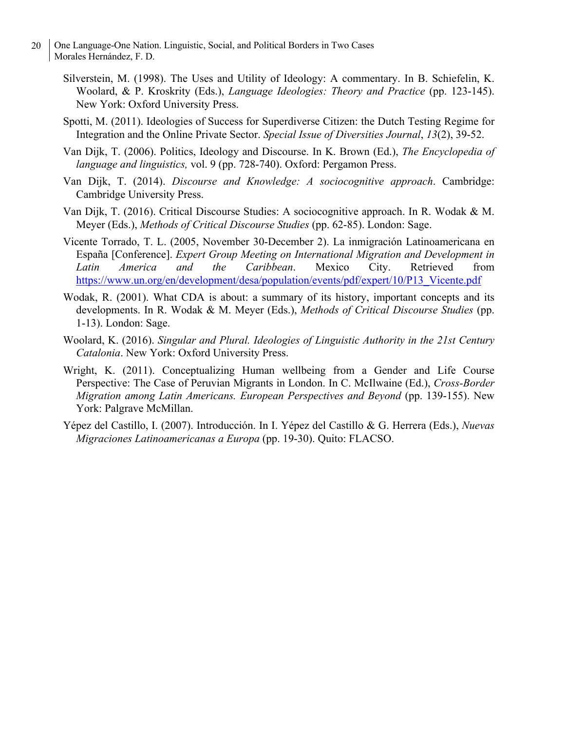Silverstein, M. (1998). The Uses and Utility of Ideology: A commentary. In B. Schiefelin, K. Woolard, & P. Kroskrity (Eds.), *Language Ideologies: Theory and Practice* (pp. 123-145). New York: Oxford University Press.

Spotti, M. (2011). Ideologies of Success for Superdiverse Citizen: the Dutch Testing Regime for Integration and the Online Private Sector. *Special Issue of Diversities Journal*, *13*(2), 39-52.

Van Dijk, T. (2006). Politics, Ideology and Discourse. In K. Brown (Ed.), *The Encyclopedia of language and linguistics,* vol. 9 (pp. 728-740). Oxford: Pergamon Press.

Van Dijk, T. (2014). *Discourse and Knowledge: A sociocognitive approach*. Cambridge: Cambridge University Press.

Van Dijk, T. (2016). Critical Discourse Studies: A sociocognitive approach. In R. Wodak & M. Meyer (Eds.), *Methods of Critical Discourse Studies* (pp. 62-85). London: Sage.

Vicente Torrado, T. L. (2005, November 30-December 2). La inmigración Latinoamericana en España [Conference]. *Expert Group Meeting on International Migration and Development in Latin America and the Caribbean*. Mexico City. Retrieved from https://www.un.org/en/development/desa/population/events/pdf/expert/10/P13_Vicente.pdf

Wodak, R. (2001). What CDA is about: a summary of its history, important concepts and its developments. In R. Wodak & M. Meyer (Eds.), *Methods of Critical Discourse Studies* (pp. 1-13). London: Sage.

Woolard, K. (2016). *Singular and Plural. Ideologies of Linguistic Authority in the 21st Century Catalonia*. New York: Oxford University Press.

Wright, K. (2011). Conceptualizing Human wellbeing from a Gender and Life Course Perspective: The Case of Peruvian Migrants in London. In C. McIlwaine (Ed.), *Cross-Border Migration among Latin Americans. European Perspectives and Beyond* (pp. 139-155). New York: Palgrave McMillan.

Yépez del Castillo, I. (2007). Introducción. In I. Yépez del Castillo & G. Herrera (Eds.), *Nuevas Migraciones Latinoamericanas a Europa* (pp. 19-30). Quito: FLACSO.